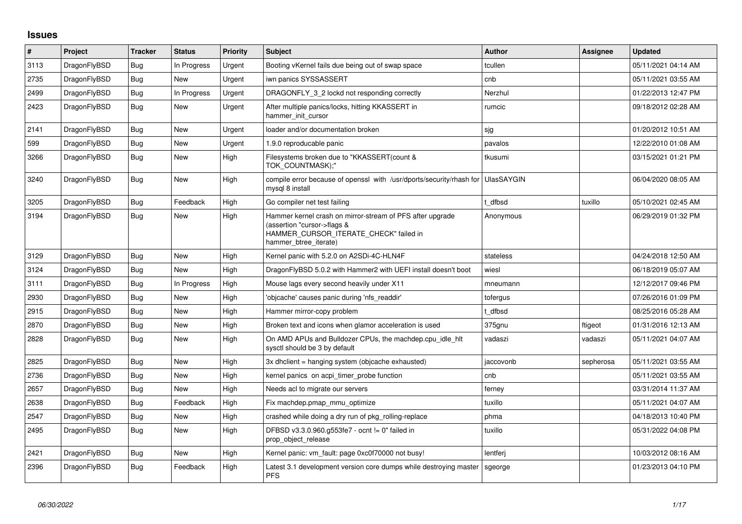## Issues

| # | Project | Tracker | Status | Priority | Subject | Author | Assignee | Updated |
|---|---|---|---|---|---|---|---|---|
| 3113 | DragonFlyBSD | Bug | In Progress | Urgent | Booting vKernel fails due being out of swap space | tcullen | | 05/11/2021 04:14 AM |
| 2735 | DragonFlyBSD | Bug | New | Urgent | iwn panics SYSSASSERT | cnb | | 05/11/2021 03:55 AM |
| 2499 | DragonFlyBSD | Bug | In Progress | Urgent | DRAGONFLY_3_2 lockd not responding correctly | Nerzhul | | 01/22/2013 12:47 PM |
| 2423 | DragonFlyBSD | Bug | New | Urgent | After multiple panics/locks, hitting KKASSERT in hammer_init_cursor | rumcic | | 09/18/2012 02:28 AM |
| 2141 | DragonFlyBSD | Bug | New | Urgent | loader and/or documentation broken | sjg | | 01/20/2012 10:51 AM |
| 599 | DragonFlyBSD | Bug | New | Urgent | 1.9.0 reproducable panic | pavalos | | 12/22/2010 01:08 AM |
| 3266 | DragonFlyBSD | Bug | New | High | Filesystems broken due to "KKASSERT(count & TOK_COUNTMASK);" | tkusumi | | 03/15/2021 01:21 PM |
| 3240 | DragonFlyBSD | Bug | New | High | compile error because of openssl with /usr/dports/security/rhash for mysql 8 install | UlasSAYGIN | | 06/04/2020 08:05 AM |
| 3205 | DragonFlyBSD | Bug | Feedback | High | Go compiler net test failing | t_dfbsd | tuxillo | 05/10/2021 02:45 AM |
| 3194 | DragonFlyBSD | Bug | New | High | Hammer kernel crash on mirror-stream of PFS after upgrade (assertion "cursor->flags & HAMMER_CURSOR_ITERATE_CHECK" failed in hammer_btree_iterate) | Anonymous | | 06/29/2019 01:32 PM |
| 3129 | DragonFlyBSD | Bug | New | High | Kernel panic with 5.2.0 on A2SDi-4C-HLN4F | stateless | | 04/24/2018 12:50 AM |
| 3124 | DragonFlyBSD | Bug | New | High | DragonFlyBSD 5.0.2 with Hammer2 with UEFI install doesn't boot | wiesl | | 06/18/2019 05:07 AM |
| 3111 | DragonFlyBSD | Bug | In Progress | High | Mouse lags every second heavily under X11 | mneumann | | 12/12/2017 09:46 PM |
| 2930 | DragonFlyBSD | Bug | New | High | 'objcache' causes panic during 'nfs_readdir' | tofergus | | 07/26/2016 01:09 PM |
| 2915 | DragonFlyBSD | Bug | New | High | Hammer mirror-copy problem | t_dfbsd | | 08/25/2016 05:28 AM |
| 2870 | DragonFlyBSD | Bug | New | High | Broken text and icons when glamor acceleration is used | 375gnu | ftigeot | 01/31/2016 12:13 AM |
| 2828 | DragonFlyBSD | Bug | New | High | On AMD APUs and Bulldozer CPUs, the machdep.cpu_idle_hlt sysctl should be 3 by default | vadaszi | vadaszi | 05/11/2021 04:07 AM |
| 2825 | DragonFlyBSD | Bug | New | High | 3x dhclient = hanging system (objcache exhausted) | jaccovonb | sepherosa | 05/11/2021 03:55 AM |
| 2736 | DragonFlyBSD | Bug | New | High | kernel panics on acpi_timer_probe function | cnb | | 05/11/2021 03:55 AM |
| 2657 | DragonFlyBSD | Bug | New | High | Needs acl to migrate our servers | ferney | | 03/31/2014 11:37 AM |
| 2638 | DragonFlyBSD | Bug | Feedback | High | Fix machdep.pmap_mmu_optimize | tuxillo | | 05/11/2021 04:07 AM |
| 2547 | DragonFlyBSD | Bug | New | High | crashed while doing a dry run of pkg_rolling-replace | phma | | 04/18/2013 10:40 PM |
| 2495 | DragonFlyBSD | Bug | New | High | DFBSD v3.3.0.960.g553fe7 - ocnt != 0" failed in prop_object_release | tuxillo | | 05/31/2022 04:08 PM |
| 2421 | DragonFlyBSD | Bug | New | High | Kernel panic: vm_fault: page 0xc0f70000 not busy! | lentferj | | 10/03/2012 08:16 AM |
| 2396 | DragonFlyBSD | Bug | Feedback | High | Latest 3.1 development version core dumps while destroying master PFS | sgeorge | | 01/23/2013 04:10 PM |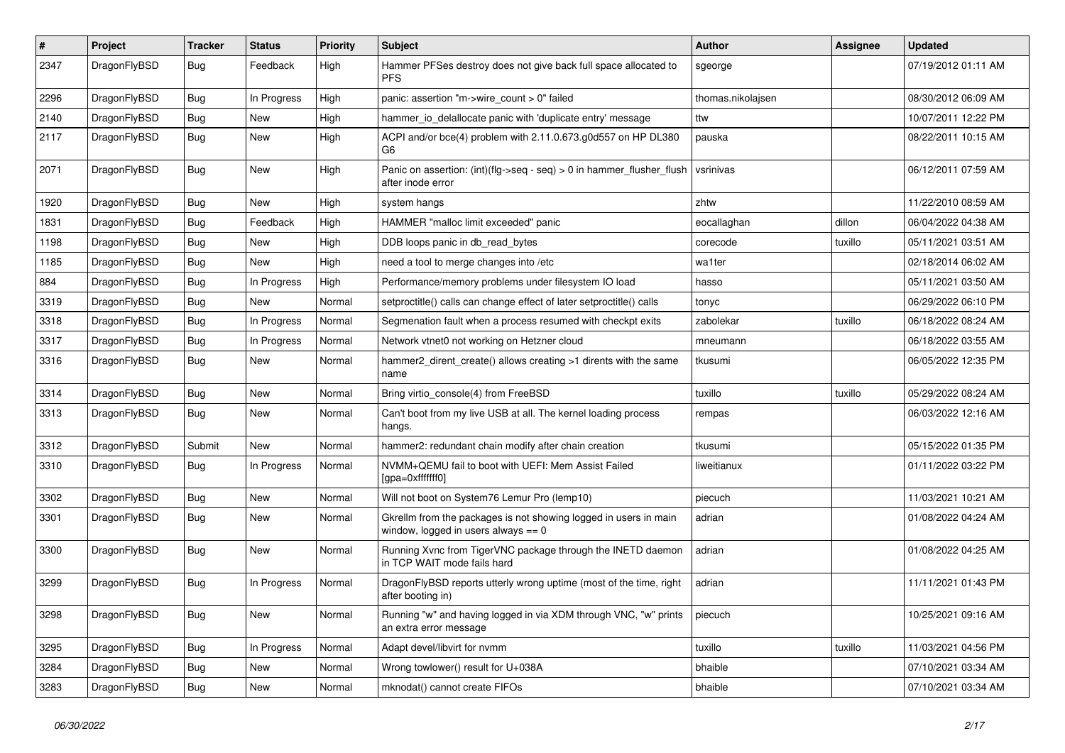| # | Project | Tracker | Status | Priority | Subject | Author | Assignee | Updated |
|---|---|---|---|---|---|---|---|---|
| 2347 | DragonFlyBSD | Bug | Feedback | High | Hammer PFSes destroy does not give back full space allocated to PFS | sgeorge | | 07/19/2012 01:11 AM |
| 2296 | DragonFlyBSD | Bug | In Progress | High | panic: assertion "m->wire_count > 0" failed | thomas.nikolajsen | | 08/30/2012 06:09 AM |
| 2140 | DragonFlyBSD | Bug | New | High | hammer_io_delallocate panic with 'duplicate entry' message | ttw | | 10/07/2011 12:22 PM |
| 2117 | DragonFlyBSD | Bug | New | High | ACPI and/or bce(4) problem with 2.11.0.673.g0d557 on HP DL380 G6 | pauska | | 08/22/2011 10:15 AM |
| 2071 | DragonFlyBSD | Bug | New | High | Panic on assertion: (int)(flg->seq - seq) > 0 in hammer_flusher_flush after inode error | vsrinivas | | 06/12/2011 07:59 AM |
| 1920 | DragonFlyBSD | Bug | New | High | system hangs | zhtw | | 11/22/2010 08:59 AM |
| 1831 | DragonFlyBSD | Bug | Feedback | High | HAMMER "malloc limit exceeded" panic | eocallaghan | dillon | 06/04/2022 04:38 AM |
| 1198 | DragonFlyBSD | Bug | New | High | DDB loops panic in db_read_bytes | corecode | tuxillo | 05/11/2021 03:51 AM |
| 1185 | DragonFlyBSD | Bug | New | High | need a tool to merge changes into /etc | wa1ter | | 02/18/2014 06:02 AM |
| 884 | DragonFlyBSD | Bug | In Progress | High | Performance/memory problems under filesystem IO load | hasso | | 05/11/2021 03:50 AM |
| 3319 | DragonFlyBSD | Bug | New | Normal | setproctitle() calls can change effect of later setproctitle() calls | tonyc | | 06/29/2022 06:10 PM |
| 3318 | DragonFlyBSD | Bug | In Progress | Normal | Segmenation fault when a process resumed with checkpt exits | zabolekar | tuxillo | 06/18/2022 08:24 AM |
| 3317 | DragonFlyBSD | Bug | In Progress | Normal | Network vtnet0 not working on Hetzner cloud | mneumann | | 06/18/2022 03:55 AM |
| 3316 | DragonFlyBSD | Bug | New | Normal | hammer2_dirent_create() allows creating >1 dirents with the same name | tkusumi | | 06/05/2022 12:35 PM |
| 3314 | DragonFlyBSD | Bug | New | Normal | Bring virtio_console(4) from FreeBSD | tuxillo | tuxillo | 05/29/2022 08:24 AM |
| 3313 | DragonFlyBSD | Bug | New | Normal | Can't boot from my live USB at all. The kernel loading process hangs. | rempas | | 06/03/2022 12:16 AM |
| 3312 | DragonFlyBSD | Submit | New | Normal | hammer2: redundant chain modify after chain creation | tkusumi | | 05/15/2022 01:35 PM |
| 3310 | DragonFlyBSD | Bug | In Progress | Normal | NVMM+QEMU fail to boot with UEFI: Mem Assist Failed [gpa=0xfffffff0] | liweitianux | | 01/11/2022 03:22 PM |
| 3302 | DragonFlyBSD | Bug | New | Normal | Will not boot on System76 Lemur Pro (lemp10) | piecuch | | 11/03/2021 10:21 AM |
| 3301 | DragonFlyBSD | Bug | New | Normal | Gkrellm from the packages is not showing logged in users in main window, logged in users always == 0 | adrian | | 01/08/2022 04:24 AM |
| 3300 | DragonFlyBSD | Bug | New | Normal | Running Xvnc from TigerVNC package through the INETD daemon in TCP WAIT mode fails hard | adrian | | 01/08/2022 04:25 AM |
| 3299 | DragonFlyBSD | Bug | In Progress | Normal | DragonFlyBSD reports utterly wrong uptime (most of the time, right after booting in) | adrian | | 11/11/2021 01:43 PM |
| 3298 | DragonFlyBSD | Bug | New | Normal | Running "w" and having logged in via XDM through VNC, "w" prints an extra error message | piecuch | | 10/25/2021 09:16 AM |
| 3295 | DragonFlyBSD | Bug | In Progress | Normal | Adapt devel/libvirt for nvmm | tuxillo | tuxillo | 11/03/2021 04:56 PM |
| 3284 | DragonFlyBSD | Bug | New | Normal | Wrong towlower() result for U+038A | bhaible | | 07/10/2021 03:34 AM |
| 3283 | DragonFlyBSD | Bug | New | Normal | mknodat() cannot create FIFOs | bhaible | | 07/10/2021 03:34 AM |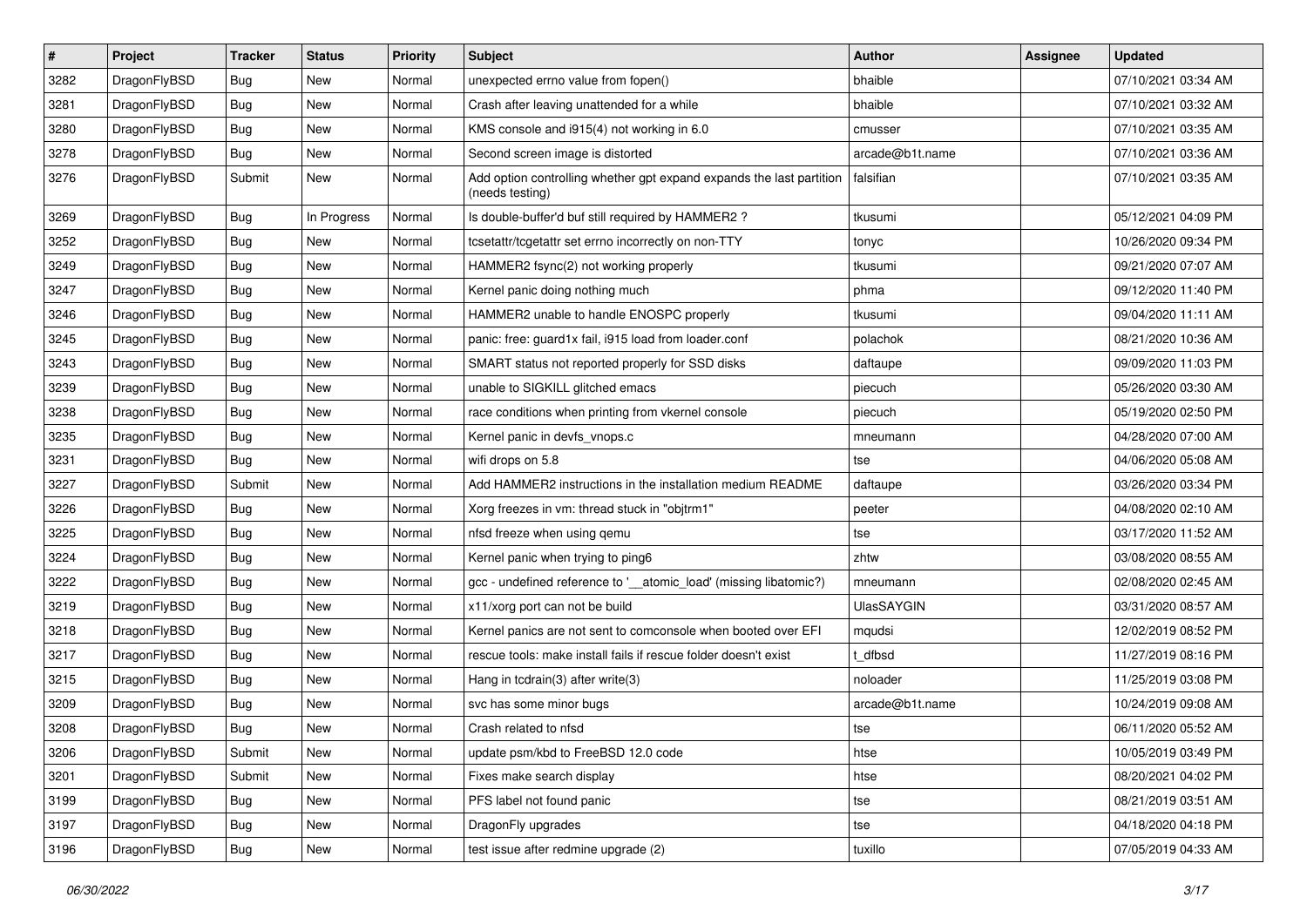| # | Project | Tracker | Status | Priority | Subject | Author | Assignee | Updated |
|---|---|---|---|---|---|---|---|---|
| 3282 | DragonFlyBSD | Bug | New | Normal | unexpected errno value from fopen() | bhaible | | 07/10/2021 03:34 AM |
| 3281 | DragonFlyBSD | Bug | New | Normal | Crash after leaving unattended for a while | bhaible | | 07/10/2021 03:32 AM |
| 3280 | DragonFlyBSD | Bug | New | Normal | KMS console and i915(4) not working in 6.0 | cmusser | | 07/10/2021 03:35 AM |
| 3278 | DragonFlyBSD | Bug | New | Normal | Second screen image is distorted | arcade@b1t.name | | 07/10/2021 03:36 AM |
| 3276 | DragonFlyBSD | Submit | New | Normal | Add option controlling whether gpt expand expands the last partition (needs testing) | falsifian | | 07/10/2021 03:35 AM |
| 3269 | DragonFlyBSD | Bug | In Progress | Normal | Is double-buffer'd buf still required by HAMMER2 ? | tkusumi | | 05/12/2021 04:09 PM |
| 3252 | DragonFlyBSD | Bug | New | Normal | tcsetattr/tcgetattr set errno incorrectly on non-TTY | tonyc | | 10/26/2020 09:34 PM |
| 3249 | DragonFlyBSD | Bug | New | Normal | HAMMER2 fsync(2) not working properly | tkusumi | | 09/21/2020 07:07 AM |
| 3247 | DragonFlyBSD | Bug | New | Normal | Kernel panic doing nothing much | phma | | 09/12/2020 11:40 PM |
| 3246 | DragonFlyBSD | Bug | New | Normal | HAMMER2 unable to handle ENOSPC properly | tkusumi | | 09/04/2020 11:11 AM |
| 3245 | DragonFlyBSD | Bug | New | Normal | panic: free: guard1x fail, i915 load from loader.conf | polachok | | 08/21/2020 10:36 AM |
| 3243 | DragonFlyBSD | Bug | New | Normal | SMART status not reported properly for SSD disks | daftaupe | | 09/09/2020 11:03 PM |
| 3239 | DragonFlyBSD | Bug | New | Normal | unable to SIGKILL glitched emacs | piecuch | | 05/26/2020 03:30 AM |
| 3238 | DragonFlyBSD | Bug | New | Normal | race conditions when printing from vkernel console | piecuch | | 05/19/2020 02:50 PM |
| 3235 | DragonFlyBSD | Bug | New | Normal | Kernel panic in devfs_vnops.c | mneumann | | 04/28/2020 07:00 AM |
| 3231 | DragonFlyBSD | Bug | New | Normal | wifi drops on 5.8 | tse | | 04/06/2020 05:08 AM |
| 3227 | DragonFlyBSD | Submit | New | Normal | Add HAMMER2 instructions in the installation medium README | daftaupe | | 03/26/2020 03:34 PM |
| 3226 | DragonFlyBSD | Bug | New | Normal | Xorg freezes in vm: thread stuck in "objtrm1" | peeter | | 04/08/2020 02:10 AM |
| 3225 | DragonFlyBSD | Bug | New | Normal | nfsd freeze when using qemu | tse | | 03/17/2020 11:52 AM |
| 3224 | DragonFlyBSD | Bug | New | Normal | Kernel panic when trying to ping6 | zhtw | | 03/08/2020 08:55 AM |
| 3222 | DragonFlyBSD | Bug | New | Normal | gcc - undefined reference to '__atomic_load' (missing libatomic?) | mneumann | | 02/08/2020 02:45 AM |
| 3219 | DragonFlyBSD | Bug | New | Normal | x11/xorg port can not be build | UlasSAYGIN | | 03/31/2020 08:57 AM |
| 3218 | DragonFlyBSD | Bug | New | Normal | Kernel panics are not sent to comconsole when booted over EFI | mqudsi | | 12/02/2019 08:52 PM |
| 3217 | DragonFlyBSD | Bug | New | Normal | rescue tools: make install fails if rescue folder doesn't exist | t_dfbsd | | 11/27/2019 08:16 PM |
| 3215 | DragonFlyBSD | Bug | New | Normal | Hang in tcdrain(3) after write(3) | noloader | | 11/25/2019 03:08 PM |
| 3209 | DragonFlyBSD | Bug | New | Normal | svc has some minor bugs | arcade@b1t.name | | 10/24/2019 09:08 AM |
| 3208 | DragonFlyBSD | Bug | New | Normal | Crash related to nfsd | tse | | 06/11/2020 05:52 AM |
| 3206 | DragonFlyBSD | Submit | New | Normal | update psm/kbd to FreeBSD 12.0 code | htse | | 10/05/2019 03:49 PM |
| 3201 | DragonFlyBSD | Submit | New | Normal | Fixes make search display | htse | | 08/20/2021 04:02 PM |
| 3199 | DragonFlyBSD | Bug | New | Normal | PFS label not found panic | tse | | 08/21/2019 03:51 AM |
| 3197 | DragonFlyBSD | Bug | New | Normal | DragonFly upgrades | tse | | 04/18/2020 04:18 PM |
| 3196 | DragonFlyBSD | Bug | New | Normal | test issue after redmine upgrade (2) | tuxillo | | 07/05/2019 04:33 AM |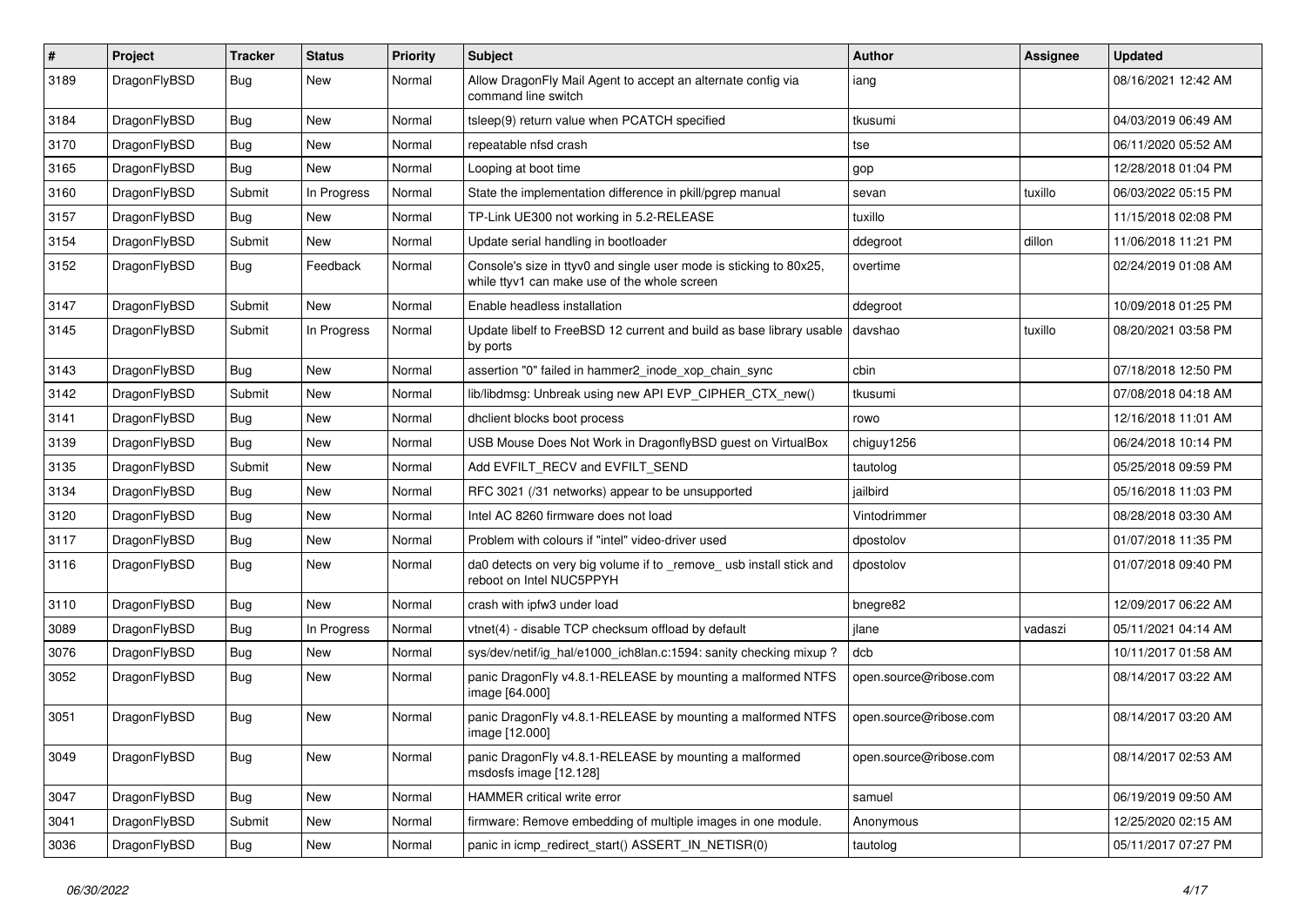| # | Project | Tracker | Status | Priority | Subject | Author | Assignee | Updated |
|---|---|---|---|---|---|---|---|---|
| 3189 | DragonFlyBSD | Bug | New | Normal | Allow DragonFly Mail Agent to accept an alternate config via command line switch | iang | | 08/16/2021 12:42 AM |
| 3184 | DragonFlyBSD | Bug | New | Normal | tsleep(9) return value when PCATCH specified | tkusumi | | 04/03/2019 06:49 AM |
| 3170 | DragonFlyBSD | Bug | New | Normal | repeatable nfsd crash | tse | | 06/11/2020 05:52 AM |
| 3165 | DragonFlyBSD | Bug | New | Normal | Looping at boot time | gop | | 12/28/2018 01:04 PM |
| 3160 | DragonFlyBSD | Submit | In Progress | Normal | State the implementation difference in pkill/pgrep manual | sevan | tuxillo | 06/03/2022 05:15 PM |
| 3157 | DragonFlyBSD | Bug | New | Normal | TP-Link UE300 not working in 5.2-RELEASE | tuxillo | | 11/15/2018 02:08 PM |
| 3154 | DragonFlyBSD | Submit | New | Normal | Update serial handling in bootloader | ddegroot | dillon | 11/06/2018 11:21 PM |
| 3152 | DragonFlyBSD | Bug | Feedback | Normal | Console's size in ttyv0 and single user mode is sticking to 80x25, while ttyv1 can make use of the whole screen | overtime | | 02/24/2019 01:08 AM |
| 3147 | DragonFlyBSD | Submit | New | Normal | Enable headless installation | ddegroot | | 10/09/2018 01:25 PM |
| 3145 | DragonFlyBSD | Submit | In Progress | Normal | Update libelf to FreeBSD 12 current and build as base library usable by ports | davshao | tuxillo | 08/20/2021 03:58 PM |
| 3143 | DragonFlyBSD | Bug | New | Normal | assertion "0" failed in hammer2_inode_xop_chain_sync | cbin | | 07/18/2018 12:50 PM |
| 3142 | DragonFlyBSD | Submit | New | Normal | lib/libdmsg: Unbreak using new API EVP_CIPHER_CTX_new() | tkusumi | | 07/08/2018 04:18 AM |
| 3141 | DragonFlyBSD | Bug | New | Normal | dhclient blocks boot process | rowo | | 12/16/2018 11:01 AM |
| 3139 | DragonFlyBSD | Bug | New | Normal | USB Mouse Does Not Work in DragonflyBSD guest on VirtualBox | chiguy1256 | | 06/24/2018 10:14 PM |
| 3135 | DragonFlyBSD | Submit | New | Normal | Add EVFILT_RECV and EVFILT_SEND | tautolog | | 05/25/2018 09:59 PM |
| 3134 | DragonFlyBSD | Bug | New | Normal | RFC 3021 (/31 networks) appear to be unsupported | jailbird | | 05/16/2018 11:03 PM |
| 3120 | DragonFlyBSD | Bug | New | Normal | Intel AC 8260 firmware does not load | Vintodrimmer | | 08/28/2018 03:30 AM |
| 3117 | DragonFlyBSD | Bug | New | Normal | Problem with colours if "intel" video-driver used | dpostolov | | 01/07/2018 11:35 PM |
| 3116 | DragonFlyBSD | Bug | New | Normal | da0 detects on very big volume if to _remove_ usb install stick and reboot on Intel NUC5PPYH | dpostolov | | 01/07/2018 09:40 PM |
| 3110 | DragonFlyBSD | Bug | New | Normal | crash with ipfw3 under load | bnegre82 | | 12/09/2017 06:22 AM |
| 3089 | DragonFlyBSD | Bug | In Progress | Normal | vtnet(4) - disable TCP checksum offload by default | jlane | vadaszi | 05/11/2021 04:14 AM |
| 3076 | DragonFlyBSD | Bug | New | Normal | sys/dev/netif/ig_hal/e1000_ich8lan.c:1594: sanity checking mixup ? | dcb | | 10/11/2017 01:58 AM |
| 3052 | DragonFlyBSD | Bug | New | Normal | panic DragonFly v4.8.1-RELEASE by mounting a malformed NTFS image [64.000] | open.source@ribose.com | | 08/14/2017 03:22 AM |
| 3051 | DragonFlyBSD | Bug | New | Normal | panic DragonFly v4.8.1-RELEASE by mounting a malformed NTFS image [12.000] | open.source@ribose.com | | 08/14/2017 03:20 AM |
| 3049 | DragonFlyBSD | Bug | New | Normal | panic DragonFly v4.8.1-RELEASE by mounting a malformed msdosfs image [12.128] | open.source@ribose.com | | 08/14/2017 02:53 AM |
| 3047 | DragonFlyBSD | Bug | New | Normal | HAMMER critical write error | samuel | | 06/19/2019 09:50 AM |
| 3041 | DragonFlyBSD | Submit | New | Normal | firmware: Remove embedding of multiple images in one module. | Anonymous | | 12/25/2020 02:15 AM |
| 3036 | DragonFlyBSD | Bug | New | Normal | panic in icmp_redirect_start() ASSERT_IN_NETISR(0) | tautolog | | 05/11/2017 07:27 PM |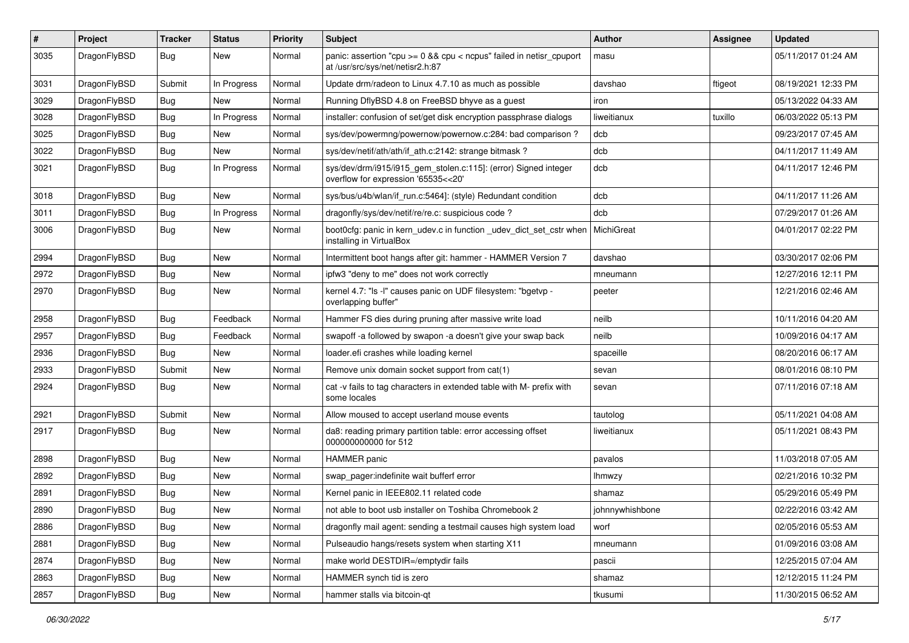| # | Project | Tracker | Status | Priority | Subject | Author | Assignee | Updated |
|---|---|---|---|---|---|---|---|---|
| 3035 | DragonFlyBSD | Bug | New | Normal | panic: assertion "cpu >= 0 && cpu < ncpus" failed in netisr_cpuport at /usr/src/sys/net/netisr2.h:87 | masu | | 05/11/2017 01:24 AM |
| 3031 | DragonFlyBSD | Submit | In Progress | Normal | Update drm/radeon to Linux 4.7.10 as much as possible | davshao | ftigeot | 08/19/2021 12:33 PM |
| 3029 | DragonFlyBSD | Bug | New | Normal | Running DflyBSD 4.8 on FreeBSD bhyve as a guest | iron | | 05/13/2022 04:33 AM |
| 3028 | DragonFlyBSD | Bug | In Progress | Normal | installer: confusion of set/get disk encryption passphrase dialogs | liweitianux | tuxillo | 06/03/2022 05:13 PM |
| 3025 | DragonFlyBSD | Bug | New | Normal | sys/dev/powermng/powernow/powernow.c:284: bad comparison ? | dcb | | 09/23/2017 07:45 AM |
| 3022 | DragonFlyBSD | Bug | New | Normal | sys/dev/netif/ath/ath/if_ath.c:2142: strange bitmask ? | dcb | | 04/11/2017 11:49 AM |
| 3021 | DragonFlyBSD | Bug | In Progress | Normal | sys/dev/drm/i915/i915_gem_stolen.c:115]: (error) Signed integer overflow for expression '65535<<20' | dcb | | 04/11/2017 12:46 PM |
| 3018 | DragonFlyBSD | Bug | New | Normal | sys/bus/u4b/wlan/if_run.c:5464]: (style) Redundant condition | dcb | | 04/11/2017 11:26 AM |
| 3011 | DragonFlyBSD | Bug | In Progress | Normal | dragonfly/sys/dev/netif/re/re.c: suspicious code ? | dcb | | 07/29/2017 01:26 AM |
| 3006 | DragonFlyBSD | Bug | New | Normal | boot0cfg: panic in kern_udev.c in function _udev_dict_set_cstr when installing in VirtualBox | MichiGreat | | 04/01/2017 02:22 PM |
| 2994 | DragonFlyBSD | Bug | New | Normal | Intermittent boot hangs after git: hammer - HAMMER Version 7 | davshao | | 03/30/2017 02:06 PM |
| 2972 | DragonFlyBSD | Bug | New | Normal | ipfw3 "deny to me" does not work correctly | mneumann | | 12/27/2016 12:11 PM |
| 2970 | DragonFlyBSD | Bug | New | Normal | kernel 4.7: "ls -l" causes panic on UDF filesystem: "bgetvp - overlapping buffer" | peeter | | 12/21/2016 02:46 AM |
| 2958 | DragonFlyBSD | Bug | Feedback | Normal | Hammer FS dies during pruning after massive write load | neilb | | 10/11/2016 04:20 AM |
| 2957 | DragonFlyBSD | Bug | Feedback | Normal | swapoff -a followed by swapon -a doesn't give your swap back | neilb | | 10/09/2016 04:17 AM |
| 2936 | DragonFlyBSD | Bug | New | Normal | loader.efi crashes while loading kernel | spaceille | | 08/20/2016 06:17 AM |
| 2933 | DragonFlyBSD | Submit | New | Normal | Remove unix domain socket support from cat(1) | sevan | | 08/01/2016 08:10 PM |
| 2924 | DragonFlyBSD | Bug | New | Normal | cat -v fails to tag characters in extended table with M- prefix with some locales | sevan | | 07/11/2016 07:18 AM |
| 2921 | DragonFlyBSD | Submit | New | Normal | Allow moused to accept userland mouse events | tautolog | | 05/11/2021 04:08 AM |
| 2917 | DragonFlyBSD | Bug | New | Normal | da8: reading primary partition table: error accessing offset 000000000000 for 512 | liweitianux | | 05/11/2021 08:43 PM |
| 2898 | DragonFlyBSD | Bug | New | Normal | HAMMER panic | pavalos | | 11/03/2018 07:05 AM |
| 2892 | DragonFlyBSD | Bug | New | Normal | swap_pager:indefinite wait bufferf error | lhmwzy | | 02/21/2016 10:32 PM |
| 2891 | DragonFlyBSD | Bug | New | Normal | Kernel panic in IEEE802.11 related code | shamaz | | 05/29/2016 05:49 PM |
| 2890 | DragonFlyBSD | Bug | New | Normal | not able to boot usb installer on Toshiba Chromebook 2 | johnnywhishbone | | 02/22/2016 03:42 AM |
| 2886 | DragonFlyBSD | Bug | New | Normal | dragonfly mail agent: sending a testmail causes high system load | worf | | 02/05/2016 05:53 AM |
| 2881 | DragonFlyBSD | Bug | New | Normal | Pulseaudio hangs/resets system when starting X11 | mneumann | | 01/09/2016 03:08 AM |
| 2874 | DragonFlyBSD | Bug | New | Normal | make world DESTDIR=/emptydir fails | pascii | | 12/25/2015 07:04 AM |
| 2863 | DragonFlyBSD | Bug | New | Normal | HAMMER synch tid is zero | shamaz | | 12/12/2015 11:24 PM |
| 2857 | DragonFlyBSD | Bug | New | Normal | hammer stalls via bitcoin-qt | tkusumi | | 11/30/2015 06:52 AM |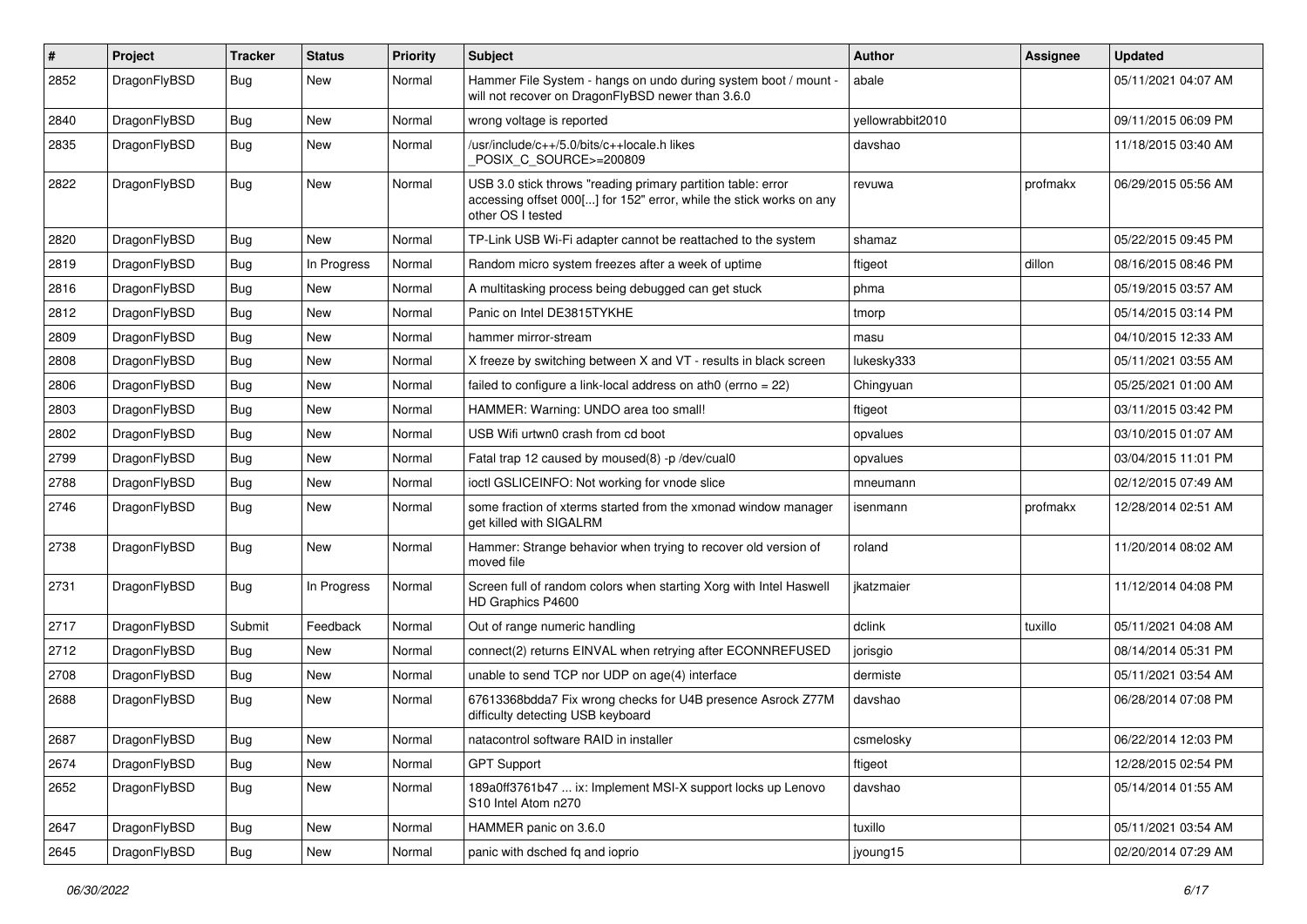| # | Project | Tracker | Status | Priority | Subject | Author | Assignee | Updated |
|---|---|---|---|---|---|---|---|---|
| 2852 | DragonFlyBSD | Bug | New | Normal | Hammer File System - hangs on undo during system boot / mount - will not recover on DragonFlyBSD newer than 3.6.0 | abale | | 05/11/2021 04:07 AM |
| 2840 | DragonFlyBSD | Bug | New | Normal | wrong voltage is reported | yellowrabbit2010 | | 09/11/2015 06:09 PM |
| 2835 | DragonFlyBSD | Bug | New | Normal | /usr/include/c++/5.0/bits/c++locale.h likes _POSIX_C_SOURCE>=200809 | davshao | | 11/18/2015 03:40 AM |
| 2822 | DragonFlyBSD | Bug | New | Normal | USB 3.0 stick throws "reading primary partition table: error accessing offset 000[...] for 152" error, while the stick works on any other OS I tested | revuwa | profmakx | 06/29/2015 05:56 AM |
| 2820 | DragonFlyBSD | Bug | New | Normal | TP-Link USB Wi-Fi adapter cannot be reattached to the system | shamaz | | 05/22/2015 09:45 PM |
| 2819 | DragonFlyBSD | Bug | In Progress | Normal | Random micro system freezes after a week of uptime | ftigeot | dillon | 08/16/2015 08:46 PM |
| 2816 | DragonFlyBSD | Bug | New | Normal | A multitasking process being debugged can get stuck | phma | | 05/19/2015 03:57 AM |
| 2812 | DragonFlyBSD | Bug | New | Normal | Panic on Intel DE3815TYKHE | tmorp | | 05/14/2015 03:14 PM |
| 2809 | DragonFlyBSD | Bug | New | Normal | hammer mirror-stream | masu | | 04/10/2015 12:33 AM |
| 2808 | DragonFlyBSD | Bug | New | Normal | X freeze by switching between X and VT - results in black screen | lukesky333 | | 05/11/2021 03:55 AM |
| 2806 | DragonFlyBSD | Bug | New | Normal | failed to configure a link-local address on ath0 (errno = 22) | Chingyuan | | 05/25/2021 01:00 AM |
| 2803 | DragonFlyBSD | Bug | New | Normal | HAMMER: Warning: UNDO area too small! | ftigeot | | 03/11/2015 03:42 PM |
| 2802 | DragonFlyBSD | Bug | New | Normal | USB Wifi urtwn0 crash from cd boot | opvalues | | 03/10/2015 01:07 AM |
| 2799 | DragonFlyBSD | Bug | New | Normal | Fatal trap 12 caused by moused(8) -p /dev/cual0 | opvalues | | 03/04/2015 11:01 PM |
| 2788 | DragonFlyBSD | Bug | New | Normal | ioctl GSLICEINFO: Not working for vnode slice | mneumann | | 02/12/2015 07:49 AM |
| 2746 | DragonFlyBSD | Bug | New | Normal | some fraction of xterms started from the xmonad window manager get killed with SIGALRM | isenmann | profmakx | 12/28/2014 02:51 AM |
| 2738 | DragonFlyBSD | Bug | New | Normal | Hammer: Strange behavior when trying to recover old version of moved file | roland | | 11/20/2014 08:02 AM |
| 2731 | DragonFlyBSD | Bug | In Progress | Normal | Screen full of random colors when starting Xorg with Intel Haswell HD Graphics P4600 | jkatzmaier | | 11/12/2014 04:08 PM |
| 2717 | DragonFlyBSD | Submit | Feedback | Normal | Out of range numeric handling | dclink | tuxillo | 05/11/2021 04:08 AM |
| 2712 | DragonFlyBSD | Bug | New | Normal | connect(2) returns EINVAL when retrying after ECONNREFUSED | jorisgio | | 08/14/2014 05:31 PM |
| 2708 | DragonFlyBSD | Bug | New | Normal | unable to send TCP nor UDP on age(4) interface | dermiste | | 05/11/2021 03:54 AM |
| 2688 | DragonFlyBSD | Bug | New | Normal | 67613368bdda7 Fix wrong checks for U4B presence Asrock Z77M difficulty detecting USB keyboard | davshao | | 06/28/2014 07:08 PM |
| 2687 | DragonFlyBSD | Bug | New | Normal | natacontrol software RAID in installer | csmelosky | | 06/22/2014 12:03 PM |
| 2674 | DragonFlyBSD | Bug | New | Normal | GPT Support | ftigeot | | 12/28/2015 02:54 PM |
| 2652 | DragonFlyBSD | Bug | New | Normal | 189a0ff3761b47 ... ix: Implement MSI-X support locks up Lenovo S10 Intel Atom n270 | davshao | | 05/14/2014 01:55 AM |
| 2647 | DragonFlyBSD | Bug | New | Normal | HAMMER panic on 3.6.0 | tuxillo | | 05/11/2021 03:54 AM |
| 2645 | DragonFlyBSD | Bug | New | Normal | panic with dsched fq and ioprio | jyoung15 | | 02/20/2014 07:29 AM |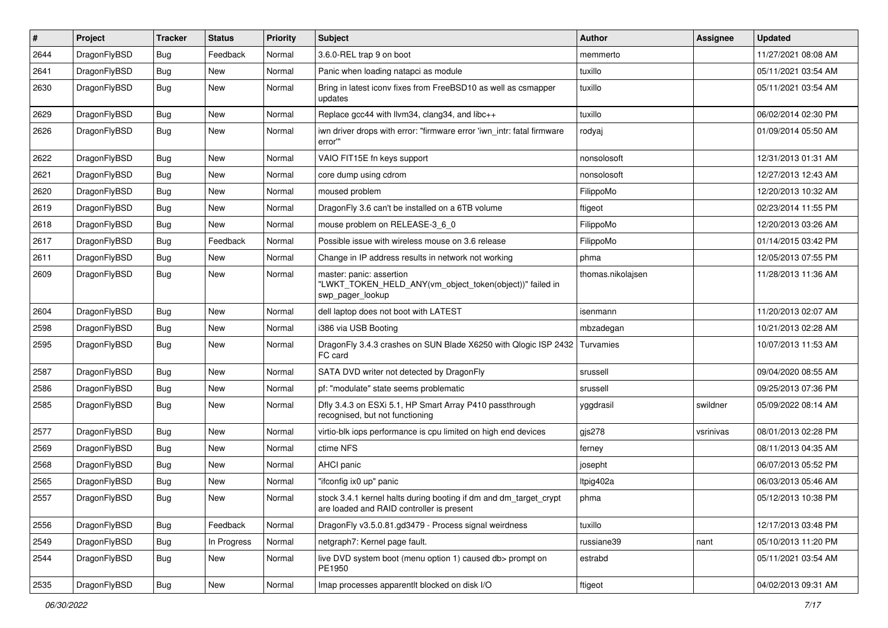| # | Project | Tracker | Status | Priority | Subject | Author | Assignee | Updated |
|---|---|---|---|---|---|---|---|---|
| 2644 | DragonFlyBSD | Bug | Feedback | Normal | 3.6.0-REL trap 9 on boot | memmerto | | 11/27/2021 08:08 AM |
| 2641 | DragonFlyBSD | Bug | New | Normal | Panic when loading natapci as module | tuxillo | | 05/11/2021 03:54 AM |
| 2630 | DragonFlyBSD | Bug | New | Normal | Bring in latest iconv fixes from FreeBSD10 as well as csmapper updates | tuxillo | | 05/11/2021 03:54 AM |
| 2629 | DragonFlyBSD | Bug | New | Normal | Replace gcc44 with llvm34, clang34, and libc++ | tuxillo | | 06/02/2014 02:30 PM |
| 2626 | DragonFlyBSD | Bug | New | Normal | iwn driver drops with error: "firmware error 'iwn_intr: fatal firmware error'" | rodyaj | | 01/09/2014 05:50 AM |
| 2622 | DragonFlyBSD | Bug | New | Normal | VAIO FIT15E fn keys support | nonsolosoft | | 12/31/2013 01:31 AM |
| 2621 | DragonFlyBSD | Bug | New | Normal | core dump using cdrom | nonsolosoft | | 12/27/2013 12:43 AM |
| 2620 | DragonFlyBSD | Bug | New | Normal | moused problem | FilippoMo | | 12/20/2013 10:32 AM |
| 2619 | DragonFlyBSD | Bug | New | Normal | DragonFly 3.6 can't be installed on a 6TB volume | ftigeot | | 02/23/2014 11:55 PM |
| 2618 | DragonFlyBSD | Bug | New | Normal | mouse problem on RELEASE-3_6_0 | FilippoMo | | 12/20/2013 03:26 AM |
| 2617 | DragonFlyBSD | Bug | Feedback | Normal | Possible issue with wireless mouse on 3.6 release | FilippoMo | | 01/14/2015 03:42 PM |
| 2611 | DragonFlyBSD | Bug | New | Normal | Change in IP address results in network not working | phma | | 12/05/2013 07:55 PM |
| 2609 | DragonFlyBSD | Bug | New | Normal | master: panic: assertion "LWKT_TOKEN_HELD_ANY(vm_object_token(object))" failed in swp_pager_lookup | thomas.nikolajsen | | 11/28/2013 11:36 AM |
| 2604 | DragonFlyBSD | Bug | New | Normal | dell laptop does not boot with LATEST | isenmann | | 11/20/2013 02:07 AM |
| 2598 | DragonFlyBSD | Bug | New | Normal | i386 via USB Booting | mbzadegan | | 10/21/2013 02:28 AM |
| 2595 | DragonFlyBSD | Bug | New | Normal | DragonFly 3.4.3 crashes on SUN Blade X6250 with Qlogic ISP 2432 FC card | Turvamies | | 10/07/2013 11:53 AM |
| 2587 | DragonFlyBSD | Bug | New | Normal | SATA DVD writer not detected by DragonFly | srussell | | 09/04/2020 08:55 AM |
| 2586 | DragonFlyBSD | Bug | New | Normal | pf: "modulate" state seems problematic | srussell | | 09/25/2013 07:36 PM |
| 2585 | DragonFlyBSD | Bug | New | Normal | Dfly 3.4.3 on ESXi 5.1, HP Smart Array P410 passthrough recognised, but not functioning | yggdrasil | swildner | 05/09/2022 08:14 AM |
| 2577 | DragonFlyBSD | Bug | New | Normal | virtio-blk iops performance is cpu limited on high end devices | gjs278 | vsrinivas | 08/01/2013 02:28 PM |
| 2569 | DragonFlyBSD | Bug | New | Normal | ctime NFS | ferney | | 08/11/2013 04:35 AM |
| 2568 | DragonFlyBSD | Bug | New | Normal | AHCI panic | josepht | | 06/07/2013 05:52 PM |
| 2565 | DragonFlyBSD | Bug | New | Normal | "ifconfig ix0 up" panic | ltpig402a | | 06/03/2013 05:46 AM |
| 2557 | DragonFlyBSD | Bug | New | Normal | stock 3.4.1 kernel halts during booting if dm and dm_target_crypt are loaded and RAID controller is present | phma | | 05/12/2013 10:38 PM |
| 2556 | DragonFlyBSD | Bug | Feedback | Normal | DragonFly v3.5.0.81.gd3479 - Process signal weirdness | tuxillo | | 12/17/2013 03:48 PM |
| 2549 | DragonFlyBSD | Bug | In Progress | Normal | netgraph7: Kernel page fault. | russiane39 | nant | 05/10/2013 11:20 PM |
| 2544 | DragonFlyBSD | Bug | New | Normal | live DVD system boot (menu option 1) caused db> prompt on PE1950 | estrabd | | 05/11/2021 03:54 AM |
| 2535 | DragonFlyBSD | Bug | New | Normal | Imap processes apparentlt blocked on disk I/O | ftigeot | | 04/02/2013 09:31 AM |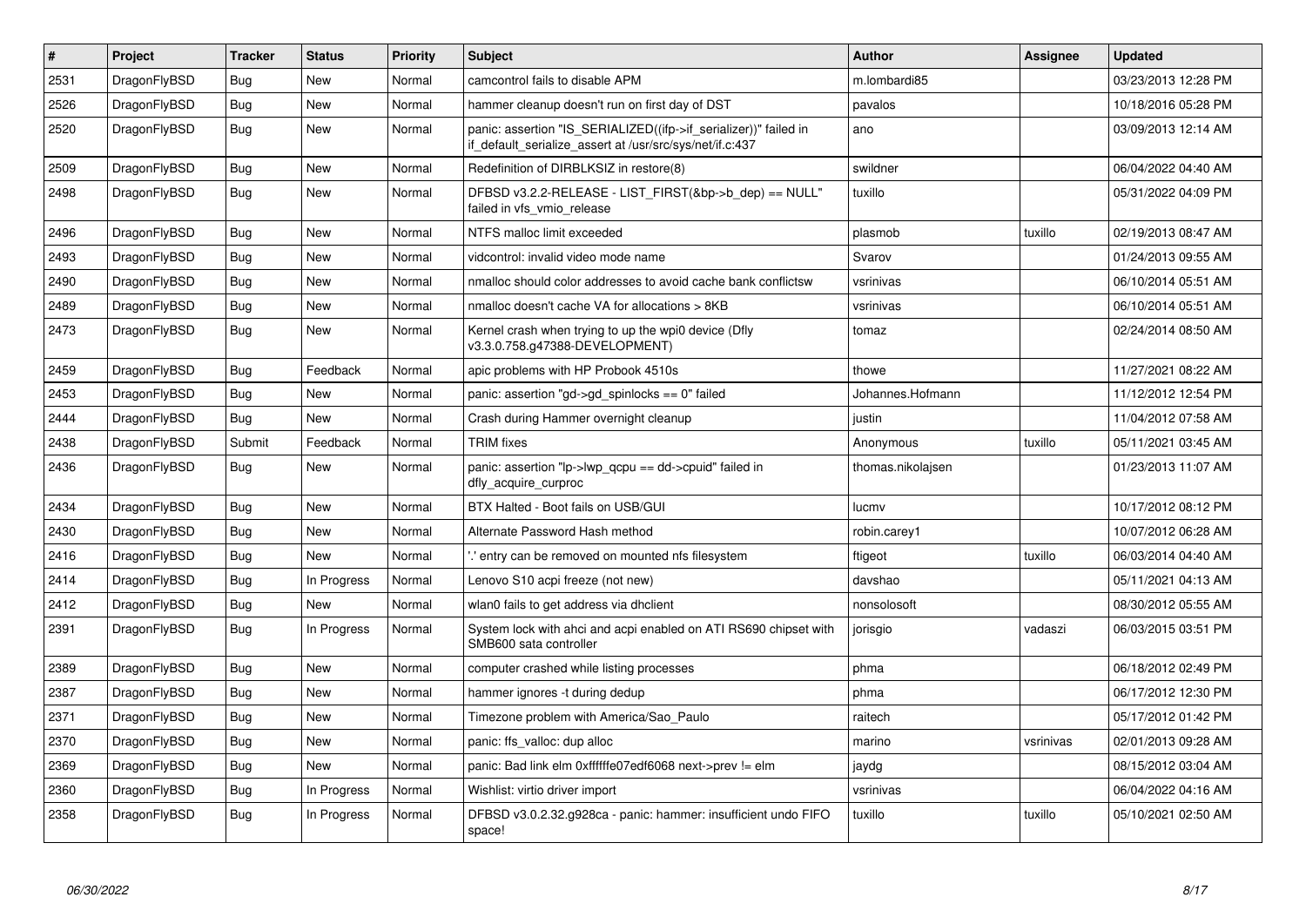| # | Project | Tracker | Status | Priority | Subject | Author | Assignee | Updated |
|---|---|---|---|---|---|---|---|---|
| 2531 | DragonFlyBSD | Bug | New | Normal | camcontrol fails to disable APM | m.lombardi85 | | 03/23/2013 12:28 PM |
| 2526 | DragonFlyBSD | Bug | New | Normal | hammer cleanup doesn't run on first day of DST | pavalos | | 10/18/2016 05:28 PM |
| 2520 | DragonFlyBSD | Bug | New | Normal | panic: assertion "IS_SERIALIZED((ifp->if_serializer))" failed in if_default_serialize_assert at /usr/src/sys/net/if.c:437 | ano | | 03/09/2013 12:14 AM |
| 2509 | DragonFlyBSD | Bug | New | Normal | Redefinition of DIRBLKSIZ in restore(8) | swildner | | 06/04/2022 04:40 AM |
| 2498 | DragonFlyBSD | Bug | New | Normal | DFBSD v3.2.2-RELEASE - LIST_FIRST(&bp->b_dep) == NULL" failed in vfs_vmio_release | tuxillo | | 05/31/2022 04:09 PM |
| 2496 | DragonFlyBSD | Bug | New | Normal | NTFS malloc limit exceeded | plasmob | tuxillo | 02/19/2013 08:47 AM |
| 2493 | DragonFlyBSD | Bug | New | Normal | vidcontrol: invalid video mode name | Svarov | | 01/24/2013 09:55 AM |
| 2490 | DragonFlyBSD | Bug | New | Normal | nmalloc should color addresses to avoid cache bank conflictsw | vsrinivas | | 06/10/2014 05:51 AM |
| 2489 | DragonFlyBSD | Bug | New | Normal | nmalloc doesn't cache VA for allocations > 8KB | vsrinivas | | 06/10/2014 05:51 AM |
| 2473 | DragonFlyBSD | Bug | New | Normal | Kernel crash when trying to up the wpi0 device (Dfly v3.3.0.758.g47388-DEVELOPMENT) | tomaz | | 02/24/2014 08:50 AM |
| 2459 | DragonFlyBSD | Bug | Feedback | Normal | apic problems with HP Probook 4510s | thowe | | 11/27/2021 08:22 AM |
| 2453 | DragonFlyBSD | Bug | New | Normal | panic: assertion "gd->gd_spinlocks == 0" failed | Johannes.Hofmann | | 11/12/2012 12:54 PM |
| 2444 | DragonFlyBSD | Bug | New | Normal | Crash during Hammer overnight cleanup | justin | | 11/04/2012 07:58 AM |
| 2438 | DragonFlyBSD | Submit | Feedback | Normal | TRIM fixes | Anonymous | tuxillo | 05/11/2021 03:45 AM |
| 2436 | DragonFlyBSD | Bug | New | Normal | panic: assertion "lp->lwp_qcpu == dd->cpuid" failed in dfly_acquire_curproc | thomas.nikolajsen | | 01/23/2013 11:07 AM |
| 2434 | DragonFlyBSD | Bug | New | Normal | BTX Halted - Boot fails on USB/GUI | lucmv | | 10/17/2012 08:12 PM |
| 2430 | DragonFlyBSD | Bug | New | Normal | Alternate Password Hash method | robin.carey1 | | 10/07/2012 06:28 AM |
| 2416 | DragonFlyBSD | Bug | New | Normal | '.' entry can be removed on mounted nfs filesystem | ftigeot | tuxillo | 06/03/2014 04:40 AM |
| 2414 | DragonFlyBSD | Bug | In Progress | Normal | Lenovo S10 acpi freeze (not new) | davshao | | 05/11/2021 04:13 AM |
| 2412 | DragonFlyBSD | Bug | New | Normal | wlan0 fails to get address via dhclient | nonsolosoft | | 08/30/2012 05:55 AM |
| 2391 | DragonFlyBSD | Bug | In Progress | Normal | System lock with ahci and acpi enabled on ATI RS690 chipset with SMB600 sata controller | jorisgio | vadaszi | 06/03/2015 03:51 PM |
| 2389 | DragonFlyBSD | Bug | New | Normal | computer crashed while listing processes | phma | | 06/18/2012 02:49 PM |
| 2387 | DragonFlyBSD | Bug | New | Normal | hammer ignores -t during dedup | phma | | 06/17/2012 12:30 PM |
| 2371 | DragonFlyBSD | Bug | New | Normal | Timezone problem with America/Sao_Paulo | raitech | | 05/17/2012 01:42 PM |
| 2370 | DragonFlyBSD | Bug | New | Normal | panic: ffs_valloc: dup alloc | marino | vsrinivas | 02/01/2013 09:28 AM |
| 2369 | DragonFlyBSD | Bug | New | Normal | panic: Bad link elm 0xffffffe07edf6068 next->prev != elm | jaydg | | 08/15/2012 03:04 AM |
| 2360 | DragonFlyBSD | Bug | In Progress | Normal | Wishlist: virtio driver import | vsrinivas | | 06/04/2022 04:16 AM |
| 2358 | DragonFlyBSD | Bug | In Progress | Normal | DFBSD v3.0.2.32.g928ca - panic: hammer: insufficient undo FIFO space! | tuxillo | tuxillo | 05/10/2021 02:50 AM |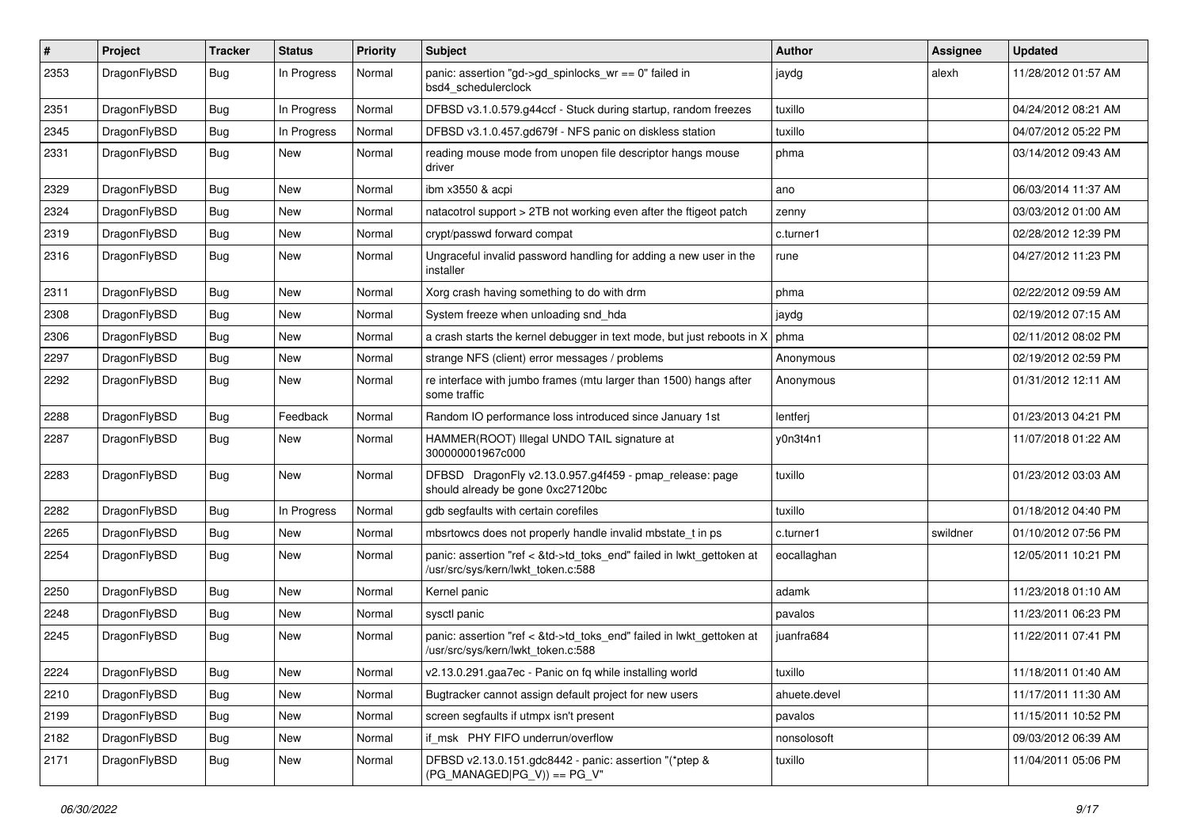| # | Project | Tracker | Status | Priority | Subject | Author | Assignee | Updated |
|---|---|---|---|---|---|---|---|---|
| 2353 | DragonFlyBSD | Bug | In Progress | Normal | panic: assertion "gd->gd_spinlocks_wr == 0" failed in bsd4_schedulerclock | jaydg | alexh | 11/28/2012 01:57 AM |
| 2351 | DragonFlyBSD | Bug | In Progress | Normal | DFBSD v3.1.0.579.g44ccf - Stuck during startup, random freezes | tuxillo | | 04/24/2012 08:21 AM |
| 2345 | DragonFlyBSD | Bug | In Progress | Normal | DFBSD v3.1.0.457.gd679f - NFS panic on diskless station | tuxillo | | 04/07/2012 05:22 PM |
| 2331 | DragonFlyBSD | Bug | New | Normal | reading mouse mode from unopen file descriptor hangs mouse driver | phma | | 03/14/2012 09:43 AM |
| 2329 | DragonFlyBSD | Bug | New | Normal | ibm x3550 & acpi | ano | | 06/03/2014 11:37 AM |
| 2324 | DragonFlyBSD | Bug | New | Normal | natacotrol support > 2TB not working even after the ftigeot patch | zenny | | 03/03/2012 01:00 AM |
| 2319 | DragonFlyBSD | Bug | New | Normal | crypt/passwd forward compat | c.turner1 | | 02/28/2012 12:39 PM |
| 2316 | DragonFlyBSD | Bug | New | Normal | Ungraceful invalid password handling for adding a new user in the installer | rune | | 04/27/2012 11:23 PM |
| 2311 | DragonFlyBSD | Bug | New | Normal | Xorg crash having something to do with drm | phma | | 02/22/2012 09:59 AM |
| 2308 | DragonFlyBSD | Bug | New | Normal | System freeze when unloading snd_hda | jaydg | | 02/19/2012 07:15 AM |
| 2306 | DragonFlyBSD | Bug | New | Normal | a crash starts the kernel debugger in text mode, but just reboots in X | phma | | 02/11/2012 08:02 PM |
| 2297 | DragonFlyBSD | Bug | New | Normal | strange NFS (client) error messages / problems | Anonymous | | 02/19/2012 02:59 PM |
| 2292 | DragonFlyBSD | Bug | New | Normal | re interface with jumbo frames (mtu larger than 1500) hangs after some traffic | Anonymous | | 01/31/2012 12:11 AM |
| 2288 | DragonFlyBSD | Bug | Feedback | Normal | Random IO performance loss introduced since January 1st | lentferj | | 01/23/2013 04:21 PM |
| 2287 | DragonFlyBSD | Bug | New | Normal | HAMMER(ROOT) Illegal UNDO TAIL signature at 300000001967c000 | y0n3t4n1 | | 11/07/2018 01:22 AM |
| 2283 | DragonFlyBSD | Bug | New | Normal | DFBSD DragonFly v2.13.0.957.g4f459 - pmap_release: page should already be gone 0xc27120bc | tuxillo | | 01/23/2012 03:03 AM |
| 2282 | DragonFlyBSD | Bug | In Progress | Normal | gdb segfaults with certain corefiles | tuxillo | | 01/18/2012 04:40 PM |
| 2265 | DragonFlyBSD | Bug | New | Normal | mbsrtowcs does not properly handle invalid mbstate_t in ps | c.turner1 | swildner | 01/10/2012 07:56 PM |
| 2254 | DragonFlyBSD | Bug | New | Normal | panic: assertion "ref < &td->td_toks_end" failed in lwkt_gettoken at /usr/src/sys/kern/lwkt_token.c:588 | eocallaghan | | 12/05/2011 10:21 PM |
| 2250 | DragonFlyBSD | Bug | New | Normal | Kernel panic | adamk | | 11/23/2018 01:10 AM |
| 2248 | DragonFlyBSD | Bug | New | Normal | sysctl panic | pavalos | | 11/23/2011 06:23 PM |
| 2245 | DragonFlyBSD | Bug | New | Normal | panic: assertion "ref < &td->td_toks_end" failed in lwkt_gettoken at /usr/src/sys/kern/lwkt_token.c:588 | juanfra684 | | 11/22/2011 07:41 PM |
| 2224 | DragonFlyBSD | Bug | New | Normal | v2.13.0.291.gaa7ec - Panic on fq while installing world | tuxillo | | 11/18/2011 01:40 AM |
| 2210 | DragonFlyBSD | Bug | New | Normal | Bugtracker cannot assign default project for new users | ahuete.devel | | 11/17/2011 11:30 AM |
| 2199 | DragonFlyBSD | Bug | New | Normal | screen segfaults if utmpx isn't present | pavalos | | 11/15/2011 10:52 PM |
| 2182 | DragonFlyBSD | Bug | New | Normal | if_msk PHY FIFO underrun/overflow | nonsolosoft | | 09/03/2012 06:39 AM |
| 2171 | DragonFlyBSD | Bug | New | Normal | DFBSD v2.13.0.151.gdc8442 - panic: assertion "(*ptep & (PG_MANAGED\|PG_V)) == PG_V" | tuxillo | | 11/04/2011 05:06 PM |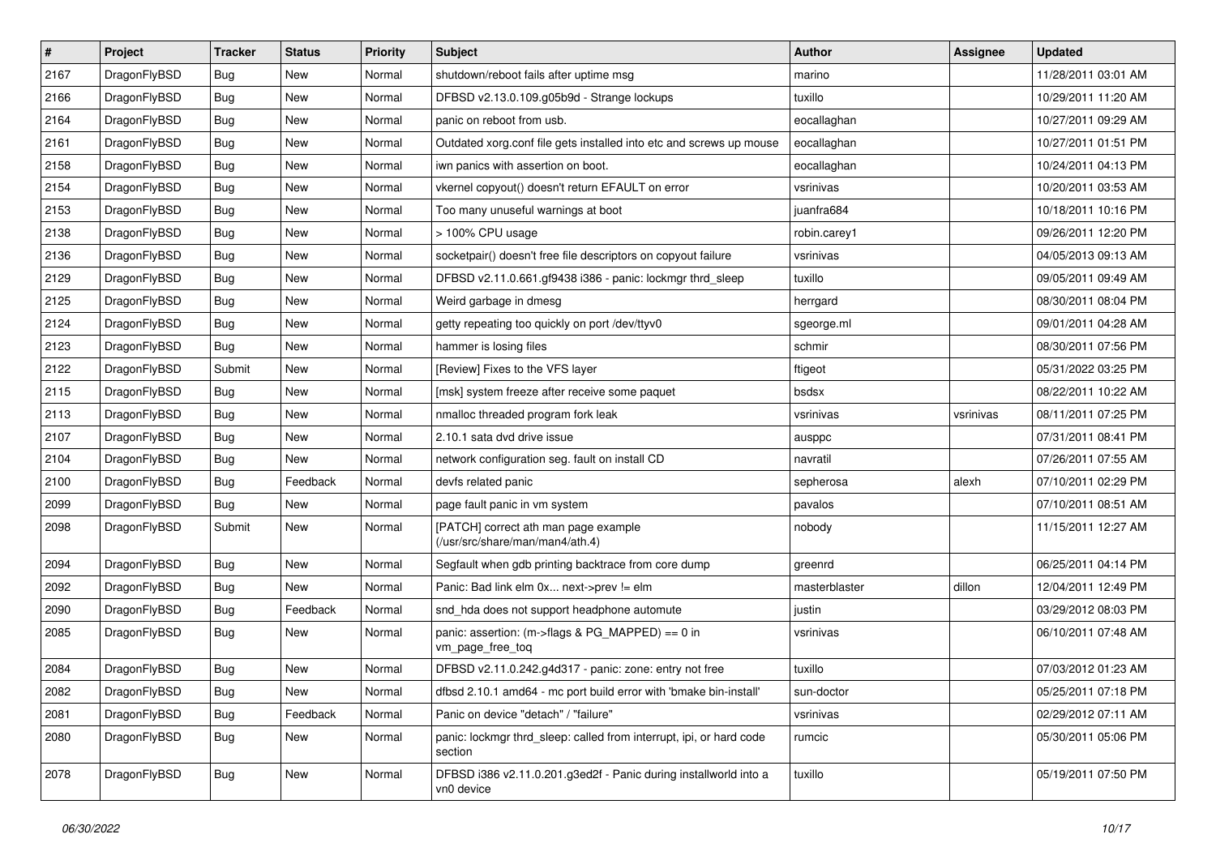| # | Project | Tracker | Status | Priority | Subject | Author | Assignee | Updated |
| --- | --- | --- | --- | --- | --- | --- | --- | --- |
| 2167 | DragonFlyBSD | Bug | New | Normal | shutdown/reboot fails after uptime msg | marino | | 11/28/2011 03:01 AM |
| 2166 | DragonFlyBSD | Bug | New | Normal | DFBSD v2.13.0.109.g05b9d - Strange lockups | tuxillo | | 10/29/2011 11:20 AM |
| 2164 | DragonFlyBSD | Bug | New | Normal | panic on reboot from usb. | eocallaghan | | 10/27/2011 09:29 AM |
| 2161 | DragonFlyBSD | Bug | New | Normal | Outdated xorg.conf file gets installed into etc and screws up mouse | eocallaghan | | 10/27/2011 01:51 PM |
| 2158 | DragonFlyBSD | Bug | New | Normal | iwn panics with assertion on boot. | eocallaghan | | 10/24/2011 04:13 PM |
| 2154 | DragonFlyBSD | Bug | New | Normal | vkernel copyout() doesn't return EFAULT on error | vsrinivas | | 10/20/2011 03:53 AM |
| 2153 | DragonFlyBSD | Bug | New | Normal | Too many unuseful warnings at boot | juanfra684 | | 10/18/2011 10:16 PM |
| 2138 | DragonFlyBSD | Bug | New | Normal | > 100% CPU usage | robin.carey1 | | 09/26/2011 12:20 PM |
| 2136 | DragonFlyBSD | Bug | New | Normal | socketpair() doesn't free file descriptors on copyout failure | vsrinivas | | 04/05/2013 09:13 AM |
| 2129 | DragonFlyBSD | Bug | New | Normal | DFBSD v2.11.0.661.gf9438 i386 - panic: lockmgr thrd_sleep | tuxillo | | 09/05/2011 09:49 AM |
| 2125 | DragonFlyBSD | Bug | New | Normal | Weird garbage in dmesg | herrgard | | 08/30/2011 08:04 PM |
| 2124 | DragonFlyBSD | Bug | New | Normal | getty repeating too quickly on port /dev/ttyv0 | sgeorge.ml | | 09/01/2011 04:28 AM |
| 2123 | DragonFlyBSD | Bug | New | Normal | hammer is losing files | schmir | | 08/30/2011 07:56 PM |
| 2122 | DragonFlyBSD | Submit | New | Normal | [Review] Fixes to the VFS layer | ftigeot | | 05/31/2022 03:25 PM |
| 2115 | DragonFlyBSD | Bug | New | Normal | [msk] system freeze after receive some paquet | bsdsx | | 08/22/2011 10:22 AM |
| 2113 | DragonFlyBSD | Bug | New | Normal | nmalloc threaded program fork leak | vsrinivas | vsrinivas | 08/11/2011 07:25 PM |
| 2107 | DragonFlyBSD | Bug | New | Normal | 2.10.1 sata dvd drive issue | ausppc | | 07/31/2011 08:41 PM |
| 2104 | DragonFlyBSD | Bug | New | Normal | network configuration seg. fault on install CD | navratil | | 07/26/2011 07:55 AM |
| 2100 | DragonFlyBSD | Bug | Feedback | Normal | devfs related panic | sepherosa | alexh | 07/10/2011 02:29 PM |
| 2099 | DragonFlyBSD | Bug | New | Normal | page fault panic in vm system | pavalos | | 07/10/2011 08:51 AM |
| 2098 | DragonFlyBSD | Submit | New | Normal | [PATCH] correct ath man page example (/usr/src/share/man/man4/ath.4) | nobody | | 11/15/2011 12:27 AM |
| 2094 | DragonFlyBSD | Bug | New | Normal | Segfault when gdb printing backtrace from core dump | greenrd | | 06/25/2011 04:14 PM |
| 2092 | DragonFlyBSD | Bug | New | Normal | Panic: Bad link elm 0x... next->prev != elm | masterblaster | dillon | 12/04/2011 12:49 PM |
| 2090 | DragonFlyBSD | Bug | Feedback | Normal | snd_hda does not support headphone automute | justin | | 03/29/2012 08:03 PM |
| 2085 | DragonFlyBSD | Bug | New | Normal | panic: assertion: (m->flags & PG_MAPPED) == 0 in vm_page_free_toq | vsrinivas | | 06/10/2011 07:48 AM |
| 2084 | DragonFlyBSD | Bug | New | Normal | DFBSD v2.11.0.242.g4d317 - panic: zone: entry not free | tuxillo | | 07/03/2012 01:23 AM |
| 2082 | DragonFlyBSD | Bug | New | Normal | dfbsd 2.10.1 amd64 - mc port build error with 'bmake bin-install' | sun-doctor | | 05/25/2011 07:18 PM |
| 2081 | DragonFlyBSD | Bug | Feedback | Normal | Panic on device "detach" / "failure" | vsrinivas | | 02/29/2012 07:11 AM |
| 2080 | DragonFlyBSD | Bug | New | Normal | panic: lockmgr thrd_sleep: called from interrupt, ipi, or hard code section | rumcic | | 05/30/2011 05:06 PM |
| 2078 | DragonFlyBSD | Bug | New | Normal | DFBSD i386 v2.11.0.201.g3ed2f - Panic during installworld into a vn0 device | tuxillo | | 05/19/2011 07:50 PM |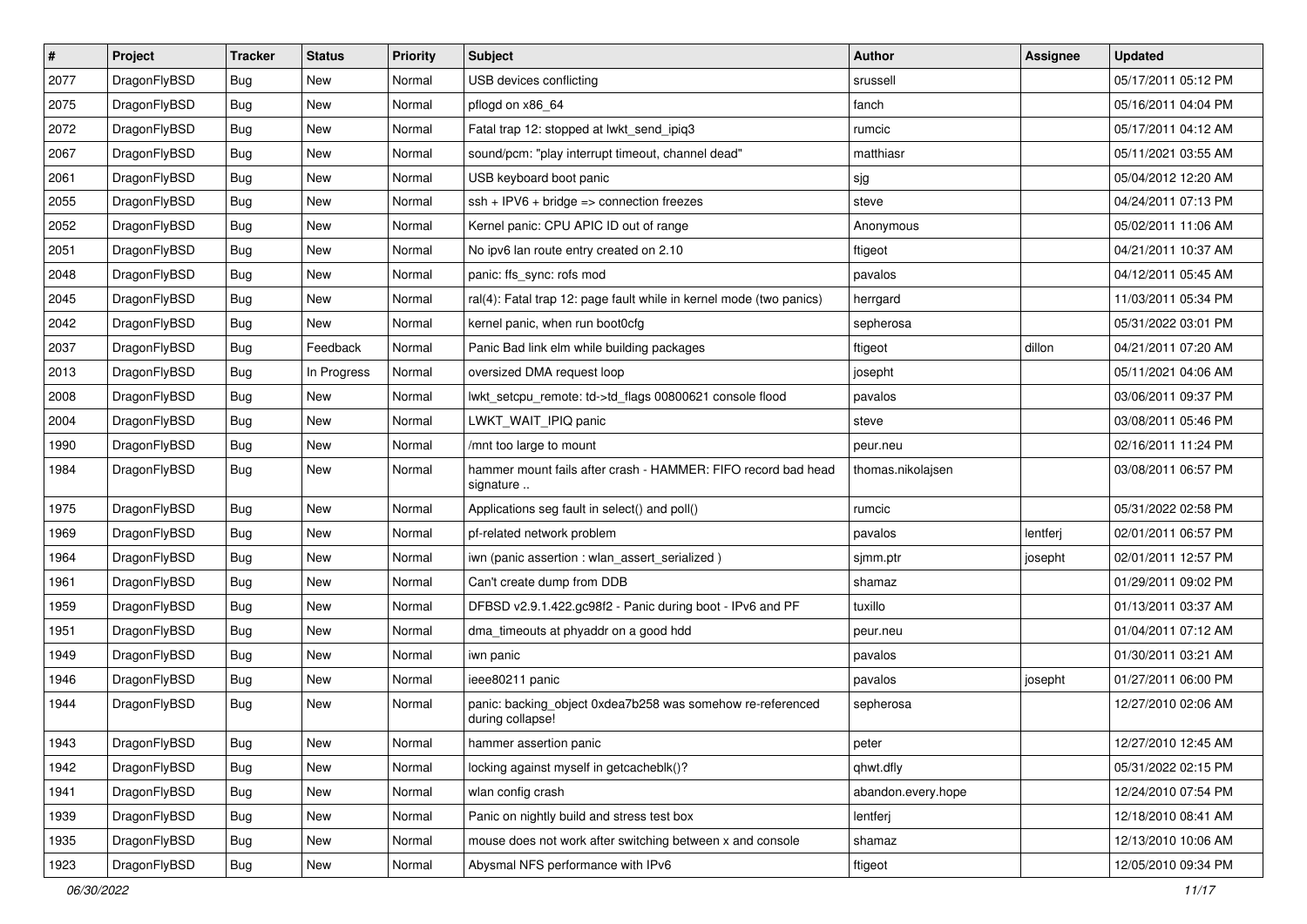| # | Project | Tracker | Status | Priority | Subject | Author | Assignee | Updated |
|---|---|---|---|---|---|---|---|---|
| 2077 | DragonFlyBSD | Bug | New | Normal | USB devices conflicting | srussell | | 05/17/2011 05:12 PM |
| 2075 | DragonFlyBSD | Bug | New | Normal | pflogd on x86_64 | fanch | | 05/16/2011 04:04 PM |
| 2072 | DragonFlyBSD | Bug | New | Normal | Fatal trap 12: stopped at lwkt_send_ipiq3 | rumcic | | 05/17/2011 04:12 AM |
| 2067 | DragonFlyBSD | Bug | New | Normal | sound/pcm: "play interrupt timeout, channel dead" | matthiasr | | 05/11/2021 03:55 AM |
| 2061 | DragonFlyBSD | Bug | New | Normal | USB keyboard boot panic | sjg | | 05/04/2012 12:20 AM |
| 2055 | DragonFlyBSD | Bug | New | Normal | ssh + IPV6 + bridge => connection freezes | steve | | 04/24/2011 07:13 PM |
| 2052 | DragonFlyBSD | Bug | New | Normal | Kernel panic: CPU APIC ID out of range | Anonymous | | 05/02/2011 11:06 AM |
| 2051 | DragonFlyBSD | Bug | New | Normal | No ipv6 lan route entry created on 2.10 | ftigeot | | 04/21/2011 10:37 AM |
| 2048 | DragonFlyBSD | Bug | New | Normal | panic: ffs_sync: rofs mod | pavalos | | 04/12/2011 05:45 AM |
| 2045 | DragonFlyBSD | Bug | New | Normal | ral(4): Fatal trap 12: page fault while in kernel mode (two panics) | herrgard | | 11/03/2011 05:34 PM |
| 2042 | DragonFlyBSD | Bug | New | Normal | kernel panic, when run boot0cfg | sepherosa | | 05/31/2022 03:01 PM |
| 2037 | DragonFlyBSD | Bug | Feedback | Normal | Panic Bad link elm while building packages | ftigeot | dillon | 04/21/2011 07:20 AM |
| 2013 | DragonFlyBSD | Bug | In Progress | Normal | oversized DMA request loop | josepht | | 05/11/2021 04:06 AM |
| 2008 | DragonFlyBSD | Bug | New | Normal | lwkt_setcpu_remote: td->td_flags 00800621 console flood | pavalos | | 03/06/2011 09:37 PM |
| 2004 | DragonFlyBSD | Bug | New | Normal | LWKT_WAIT_IPIQ panic | steve | | 03/08/2011 05:46 PM |
| 1990 | DragonFlyBSD | Bug | New | Normal | /mnt too large to mount | peur.neu | | 02/16/2011 11:24 PM |
| 1984 | DragonFlyBSD | Bug | New | Normal | hammer mount fails after crash - HAMMER: FIFO record bad head signature .. | thomas.nikolajsen | | 03/08/2011 06:57 PM |
| 1975 | DragonFlyBSD | Bug | New | Normal | Applications seg fault in select() and poll() | rumcic | | 05/31/2022 02:58 PM |
| 1969 | DragonFlyBSD | Bug | New | Normal | pf-related network problem | pavalos | lentferj | 02/01/2011 06:57 PM |
| 1964 | DragonFlyBSD | Bug | New | Normal | iwn (panic assertion : wlan_assert_serialized ) | sjmm.ptr | josepht | 02/01/2011 12:57 PM |
| 1961 | DragonFlyBSD | Bug | New | Normal | Can't create dump from DDB | shamaz | | 01/29/2011 09:02 PM |
| 1959 | DragonFlyBSD | Bug | New | Normal | DFBSD v2.9.1.422.gc98f2 - Panic during boot - IPv6 and PF | tuxillo | | 01/13/2011 03:37 AM |
| 1951 | DragonFlyBSD | Bug | New | Normal | dma_timeouts at phyaddr on a good hdd | peur.neu | | 01/04/2011 07:12 AM |
| 1949 | DragonFlyBSD | Bug | New | Normal | iwn panic | pavalos | | 01/30/2011 03:21 AM |
| 1946 | DragonFlyBSD | Bug | New | Normal | ieee80211 panic | pavalos | josepht | 01/27/2011 06:00 PM |
| 1944 | DragonFlyBSD | Bug | New | Normal | panic: backing_object 0xdea7b258 was somehow re-referenced during collapse! | sepherosa | | 12/27/2010 02:06 AM |
| 1943 | DragonFlyBSD | Bug | New | Normal | hammer assertion panic | peter | | 12/27/2010 12:45 AM |
| 1942 | DragonFlyBSD | Bug | New | Normal | locking against myself in getcacheblk()? | qhwt.dfly | | 05/31/2022 02:15 PM |
| 1941 | DragonFlyBSD | Bug | New | Normal | wlan config crash | abandon.every.hope | | 12/24/2010 07:54 PM |
| 1939 | DragonFlyBSD | Bug | New | Normal | Panic on nightly build and stress test box | lentferj | | 12/18/2010 08:41 AM |
| 1935 | DragonFlyBSD | Bug | New | Normal | mouse does not work after switching between x and console | shamaz | | 12/13/2010 10:06 AM |
| 1923 | DragonFlyBSD | Bug | New | Normal | Abysmal NFS performance with IPv6 | ftigeot | | 12/05/2010 09:34 PM |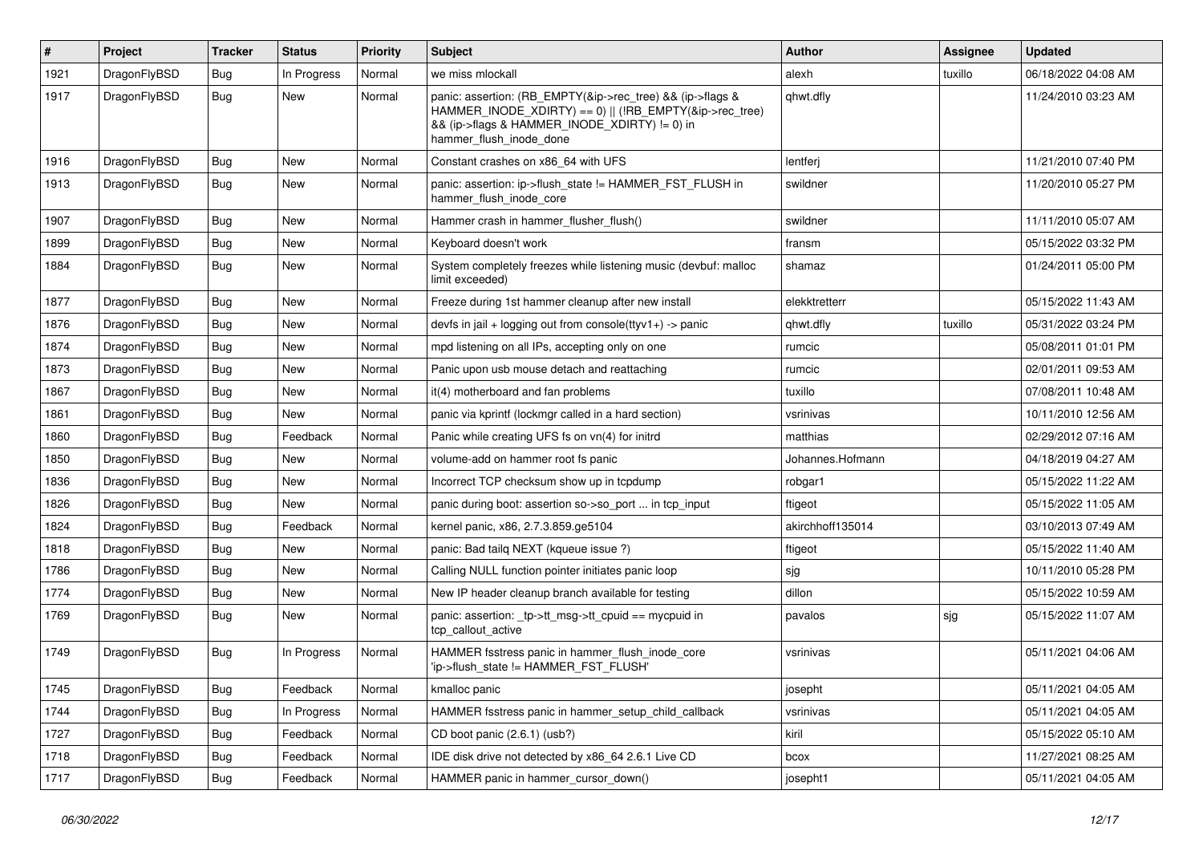| # | Project | Tracker | Status | Priority | Subject | Author | Assignee | Updated |
|---|---|---|---|---|---|---|---|---|
| 1921 | DragonFlyBSD | Bug | In Progress | Normal | we miss mlockall | alexh | tuxillo | 06/18/2022 04:08 AM |
| 1917 | DragonFlyBSD | Bug | New | Normal | panic: assertion: (RB_EMPTY(&ip->rec_tree) && (ip->flags & HAMMER_INODE_XDIRTY) == 0) \|\| (!RB_EMPTY(&ip->rec_tree) && (ip->flags & HAMMER_INODE_XDIRTY) != 0) in hammer_flush_inode_done | qhwt.dfly | | 11/24/2010 03:23 AM |
| 1916 | DragonFlyBSD | Bug | New | Normal | Constant crashes on x86_64 with UFS | lentferj | | 11/21/2010 07:40 PM |
| 1913 | DragonFlyBSD | Bug | New | Normal | panic: assertion: ip->flush_state != HAMMER_FST_FLUSH in hammer_flush_inode_core | swildner | | 11/20/2010 05:27 PM |
| 1907 | DragonFlyBSD | Bug | New | Normal | Hammer crash in hammer_flusher_flush() | swildner | | 11/11/2010 05:07 AM |
| 1899 | DragonFlyBSD | Bug | New | Normal | Keyboard doesn't work | fransm | | 05/15/2022 03:32 PM |
| 1884 | DragonFlyBSD | Bug | New | Normal | System completely freezes while listening music (devbuf: malloc limit exceeded) | shamaz | | 01/24/2011 05:00 PM |
| 1877 | DragonFlyBSD | Bug | New | Normal | Freeze during 1st hammer cleanup after new install | elekktretterr | | 05/15/2022 11:43 AM |
| 1876 | DragonFlyBSD | Bug | New | Normal | devfs in jail + logging out from console(ttyv1+) -> panic | qhwt.dfly | tuxillo | 05/31/2022 03:24 PM |
| 1874 | DragonFlyBSD | Bug | New | Normal | mpd listening on all IPs, accepting only on one | rumcic | | 05/08/2011 01:01 PM |
| 1873 | DragonFlyBSD | Bug | New | Normal | Panic upon usb mouse detach and reattaching | rumcic | | 02/01/2011 09:53 AM |
| 1867 | DragonFlyBSD | Bug | New | Normal | it(4) motherboard and fan problems | tuxillo | | 07/08/2011 10:48 AM |
| 1861 | DragonFlyBSD | Bug | New | Normal | panic via kprintf (lockmgr called in a hard section) | vsrinivas | | 10/11/2010 12:56 AM |
| 1860 | DragonFlyBSD | Bug | Feedback | Normal | Panic while creating UFS fs on vn(4) for initrd | matthias | | 02/29/2012 07:16 AM |
| 1850 | DragonFlyBSD | Bug | New | Normal | volume-add on hammer root fs panic | Johannes.Hofmann | | 04/18/2019 04:27 AM |
| 1836 | DragonFlyBSD | Bug | New | Normal | Incorrect TCP checksum show up in tcpdump | robgar1 | | 05/15/2022 11:22 AM |
| 1826 | DragonFlyBSD | Bug | New | Normal | panic during boot: assertion so->so_port ... in tcp_input | ftigeot | | 05/15/2022 11:05 AM |
| 1824 | DragonFlyBSD | Bug | Feedback | Normal | kernel panic, x86, 2.7.3.859.ge5104 | akirchhoff135014 | | 03/10/2013 07:49 AM |
| 1818 | DragonFlyBSD | Bug | New | Normal | panic: Bad tailq NEXT (kqueue issue ?) | ftigeot | | 05/15/2022 11:40 AM |
| 1786 | DragonFlyBSD | Bug | New | Normal | Calling NULL function pointer initiates panic loop | sjg | | 10/11/2010 05:28 PM |
| 1774 | DragonFlyBSD | Bug | New | Normal | New IP header cleanup branch available for testing | dillon | | 05/15/2022 10:59 AM |
| 1769 | DragonFlyBSD | Bug | New | Normal | panic: assertion: _tp->tt_msg->tt_cpuid == mycpuid in tcp_callout_active | pavalos | sjg | 05/15/2022 11:07 AM |
| 1749 | DragonFlyBSD | Bug | In Progress | Normal | HAMMER fsstress panic in hammer_flush_inode_core 'ip->flush_state != HAMMER_FST_FLUSH' | vsrinivas | | 05/11/2021 04:06 AM |
| 1745 | DragonFlyBSD | Bug | Feedback | Normal | kmalloc panic | josepht | | 05/11/2021 04:05 AM |
| 1744 | DragonFlyBSD | Bug | In Progress | Normal | HAMMER fsstress panic in hammer_setup_child_callback | vsrinivas | | 05/11/2021 04:05 AM |
| 1727 | DragonFlyBSD | Bug | Feedback | Normal | CD boot panic (2.6.1) (usb?) | kiril | | 05/15/2022 05:10 AM |
| 1718 | DragonFlyBSD | Bug | Feedback | Normal | IDE disk drive not detected by x86_64 2.6.1 Live CD | bcox | | 11/27/2021 08:25 AM |
| 1717 | DragonFlyBSD | Bug | Feedback | Normal | HAMMER panic in hammer_cursor_down() | josepht1 | | 05/11/2021 04:05 AM |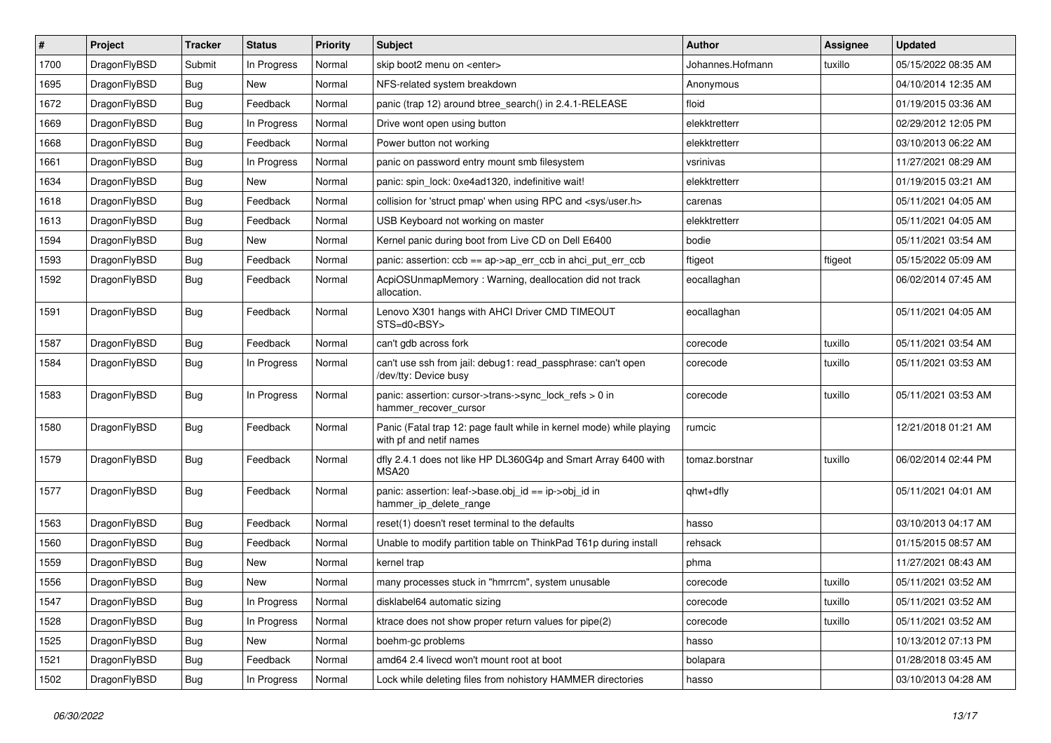| # | Project | Tracker | Status | Priority | Subject | Author | Assignee | Updated |
|---|---|---|---|---|---|---|---|---|
| 1700 | DragonFlyBSD | Submit | In Progress | Normal | skip boot2 menu on <enter> | Johannes.Hofmann | tuxillo | 05/15/2022 08:35 AM |
| 1695 | DragonFlyBSD | Bug | New | Normal | NFS-related system breakdown | Anonymous | | 04/10/2014 12:35 AM |
| 1672 | DragonFlyBSD | Bug | Feedback | Normal | panic (trap 12) around btree_search() in 2.4.1-RELEASE | floid | | 01/19/2015 03:36 AM |
| 1669 | DragonFlyBSD | Bug | In Progress | Normal | Drive wont open using button | elekktretterr | | 02/29/2012 12:05 PM |
| 1668 | DragonFlyBSD | Bug | Feedback | Normal | Power button not working | elekktretterr | | 03/10/2013 06:22 AM |
| 1661 | DragonFlyBSD | Bug | In Progress | Normal | panic on password entry mount smb filesystem | vsrinivas | | 11/27/2021 08:29 AM |
| 1634 | DragonFlyBSD | Bug | New | Normal | panic: spin_lock: 0xe4ad1320, indefinitive wait! | elekktretterr | | 01/19/2015 03:21 AM |
| 1618 | DragonFlyBSD | Bug | Feedback | Normal | collision for 'struct pmap' when using RPC and <sys/user.h> | carenas | | 05/11/2021 04:05 AM |
| 1613 | DragonFlyBSD | Bug | Feedback | Normal | USB Keyboard not working on master | elekktretterr | | 05/11/2021 04:05 AM |
| 1594 | DragonFlyBSD | Bug | New | Normal | Kernel panic during boot from Live CD on Dell E6400 | bodie | | 05/11/2021 03:54 AM |
| 1593 | DragonFlyBSD | Bug | Feedback | Normal | panic: assertion: ccb == ap->ap_err_ccb in ahci_put_err_ccb | ftigeot | ftigeot | 05/15/2022 05:09 AM |
| 1592 | DragonFlyBSD | Bug | Feedback | Normal | AcpiOSUnmapMemory : Warning, deallocation did not track allocation. | eocallaghan | | 06/02/2014 07:45 AM |
| 1591 | DragonFlyBSD | Bug | Feedback | Normal | Lenovo X301 hangs with AHCI Driver CMD TIMEOUT STS=d0<BSY> | eocallaghan | | 05/11/2021 04:05 AM |
| 1587 | DragonFlyBSD | Bug | Feedback | Normal | can't gdb across fork | corecode | tuxillo | 05/11/2021 03:54 AM |
| 1584 | DragonFlyBSD | Bug | In Progress | Normal | can't use ssh from jail: debug1: read_passphrase: can't open /dev/tty: Device busy | corecode | tuxillo | 05/11/2021 03:53 AM |
| 1583 | DragonFlyBSD | Bug | In Progress | Normal | panic: assertion: cursor->trans->sync_lock_refs > 0 in hammer_recover_cursor | corecode | tuxillo | 05/11/2021 03:53 AM |
| 1580 | DragonFlyBSD | Bug | Feedback | Normal | Panic (Fatal trap 12: page fault while in kernel mode) while playing with pf and netif names | rumcic | | 12/21/2018 01:21 AM |
| 1579 | DragonFlyBSD | Bug | Feedback | Normal | dfly 2.4.1 does not like HP DL360G4p and Smart Array 6400 with MSA20 | tomaz.borstnar | tuxillo | 06/02/2014 02:44 PM |
| 1577 | DragonFlyBSD | Bug | Feedback | Normal | panic: assertion: leaf->base.obj_id == ip->obj_id in hammer_ip_delete_range | qhwt+dfly | | 05/11/2021 04:01 AM |
| 1563 | DragonFlyBSD | Bug | Feedback | Normal | reset(1) doesn't reset terminal to the defaults | hasso | | 03/10/2013 04:17 AM |
| 1560 | DragonFlyBSD | Bug | Feedback | Normal | Unable to modify partition table on ThinkPad T61p during install | rehsack | | 01/15/2015 08:57 AM |
| 1559 | DragonFlyBSD | Bug | New | Normal | kernel trap | phma | | 11/27/2021 08:43 AM |
| 1556 | DragonFlyBSD | Bug | New | Normal | many processes stuck in "hmrrcm", system unusable | corecode | tuxillo | 05/11/2021 03:52 AM |
| 1547 | DragonFlyBSD | Bug | In Progress | Normal | disklabel64 automatic sizing | corecode | tuxillo | 05/11/2021 03:52 AM |
| 1528 | DragonFlyBSD | Bug | In Progress | Normal | ktrace does not show proper return values for pipe(2) | corecode | tuxillo | 05/11/2021 03:52 AM |
| 1525 | DragonFlyBSD | Bug | New | Normal | boehm-gc problems | hasso | | 10/13/2012 07:13 PM |
| 1521 | DragonFlyBSD | Bug | Feedback | Normal | amd64 2.4 livecd won't mount root at boot | bolapara | | 01/28/2018 03:45 AM |
| 1502 | DragonFlyBSD | Bug | In Progress | Normal | Lock while deleting files from nohistory HAMMER directories | hasso | | 03/10/2013 04:28 AM |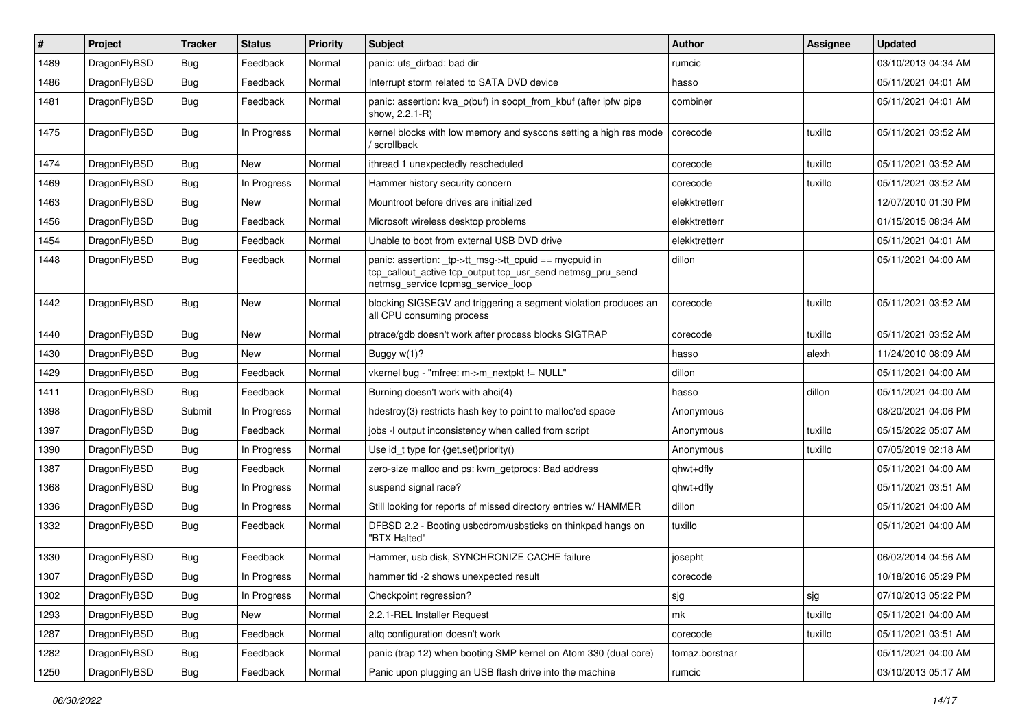| # | Project | Tracker | Status | Priority | Subject | Author | Assignee | Updated |
|---|---|---|---|---|---|---|---|---|
| 1489 | DragonFlyBSD | Bug | Feedback | Normal | panic: ufs_dirbad: bad dir | rumcic | | 03/10/2013 04:34 AM |
| 1486 | DragonFlyBSD | Bug | Feedback | Normal | Interrupt storm related to SATA DVD device | hasso | | 05/11/2021 04:01 AM |
| 1481 | DragonFlyBSD | Bug | Feedback | Normal | panic: assertion: kva_p(buf) in soopt_from_kbuf (after ipfw pipe show, 2.2.1-R) | combiner | | 05/11/2021 04:01 AM |
| 1475 | DragonFlyBSD | Bug | In Progress | Normal | kernel blocks with low memory and syscons setting a high res mode / scrollback | corecode | tuxillo | 05/11/2021 03:52 AM |
| 1474 | DragonFlyBSD | Bug | New | Normal | ithread 1 unexpectedly rescheduled | corecode | tuxillo | 05/11/2021 03:52 AM |
| 1469 | DragonFlyBSD | Bug | In Progress | Normal | Hammer history security concern | corecode | tuxillo | 05/11/2021 03:52 AM |
| 1463 | DragonFlyBSD | Bug | New | Normal | Mountroot before drives are initialized | elekktretterr | | 12/07/2010 01:30 PM |
| 1456 | DragonFlyBSD | Bug | Feedback | Normal | Microsoft wireless desktop problems | elekktretterr | | 01/15/2015 08:34 AM |
| 1454 | DragonFlyBSD | Bug | Feedback | Normal | Unable to boot from external USB DVD drive | elekktretterr | | 05/11/2021 04:01 AM |
| 1448 | DragonFlyBSD | Bug | Feedback | Normal | panic: assertion: _tp->tt_msg->tt_cpuid == mycpuid in tcp_callout_active tcp_output tcp_usr_send netmsg_pru_send netmsg_service tcpmsg_service_loop | dillon | | 05/11/2021 04:00 AM |
| 1442 | DragonFlyBSD | Bug | New | Normal | blocking SIGSEGV and triggering a segment violation produces an all CPU consuming process | corecode | tuxillo | 05/11/2021 03:52 AM |
| 1440 | DragonFlyBSD | Bug | New | Normal | ptrace/gdb doesn't work after process blocks SIGTRAP | corecode | tuxillo | 05/11/2021 03:52 AM |
| 1430 | DragonFlyBSD | Bug | New | Normal | Buggy w(1)? | hasso | alexh | 11/24/2010 08:09 AM |
| 1429 | DragonFlyBSD | Bug | Feedback | Normal | vkernel bug - "mfree: m->m_nextpkt != NULL" | dillon | | 05/11/2021 04:00 AM |
| 1411 | DragonFlyBSD | Bug | Feedback | Normal | Burning doesn't work with ahci(4) | hasso | dillon | 05/11/2021 04:00 AM |
| 1398 | DragonFlyBSD | Submit | In Progress | Normal | hdestroy(3) restricts hash key to point to malloc'ed space | Anonymous | | 08/20/2021 04:06 PM |
| 1397 | DragonFlyBSD | Bug | Feedback | Normal | jobs -l output inconsistency when called from script | Anonymous | tuxillo | 05/15/2022 05:07 AM |
| 1390 | DragonFlyBSD | Bug | In Progress | Normal | Use id_t type for {get,set}priority() | Anonymous | tuxillo | 07/05/2019 02:18 AM |
| 1387 | DragonFlyBSD | Bug | Feedback | Normal | zero-size malloc and ps: kvm_getprocs: Bad address | qhwt+dfly | | 05/11/2021 04:00 AM |
| 1368 | DragonFlyBSD | Bug | In Progress | Normal | suspend signal race? | qhwt+dfly | | 05/11/2021 03:51 AM |
| 1336 | DragonFlyBSD | Bug | In Progress | Normal | Still looking for reports of missed directory entries w/ HAMMER | dillon | | 05/11/2021 04:00 AM |
| 1332 | DragonFlyBSD | Bug | Feedback | Normal | DFBSD 2.2 - Booting usbcdrom/usbsticks on thinkpad hangs on "BTX Halted" | tuxillo | | 05/11/2021 04:00 AM |
| 1330 | DragonFlyBSD | Bug | Feedback | Normal | Hammer, usb disk, SYNCHRONIZE CACHE failure | josepht | | 06/02/2014 04:56 AM |
| 1307 | DragonFlyBSD | Bug | In Progress | Normal | hammer tid -2 shows unexpected result | corecode | | 10/18/2016 05:29 PM |
| 1302 | DragonFlyBSD | Bug | In Progress | Normal | Checkpoint regression? | sjg | sjg | 07/10/2013 05:22 PM |
| 1293 | DragonFlyBSD | Bug | New | Normal | 2.2.1-REL Installer Request | mk | tuxillo | 05/11/2021 04:00 AM |
| 1287 | DragonFlyBSD | Bug | Feedback | Normal | altq configuration doesn't work | corecode | tuxillo | 05/11/2021 03:51 AM |
| 1282 | DragonFlyBSD | Bug | Feedback | Normal | panic (trap 12) when booting SMP kernel on Atom 330 (dual core) | tomaz.borstnar | | 05/11/2021 04:00 AM |
| 1250 | DragonFlyBSD | Bug | Feedback | Normal | Panic upon plugging an USB flash drive into the machine | rumcic | | 03/10/2013 05:17 AM |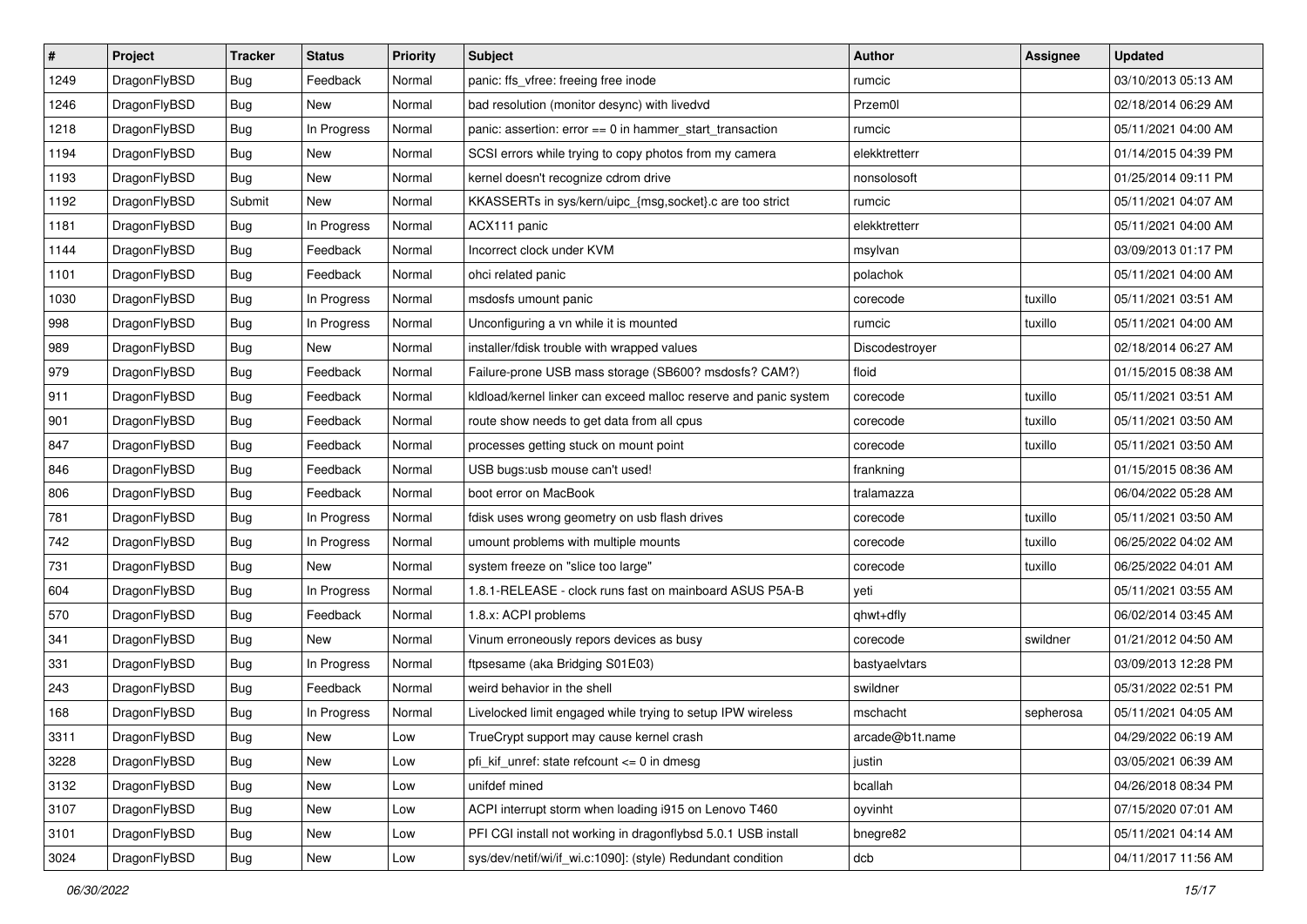| # | Project | Tracker | Status | Priority | Subject | Author | Assignee | Updated |
|---|---|---|---|---|---|---|---|---|
| 1249 | DragonFlyBSD | Bug | Feedback | Normal | panic: ffs_vfree: freeing free inode | rumcic | | 03/10/2013 05:13 AM |
| 1246 | DragonFlyBSD | Bug | New | Normal | bad resolution (monitor desync) with livedvd | Przem0l | | 02/18/2014 06:29 AM |
| 1218 | DragonFlyBSD | Bug | In Progress | Normal | panic: assertion: error == 0 in hammer_start_transaction | rumcic | | 05/11/2021 04:00 AM |
| 1194 | DragonFlyBSD | Bug | New | Normal | SCSI errors while trying to copy photos from my camera | elekktretterr | | 01/14/2015 04:39 PM |
| 1193 | DragonFlyBSD | Bug | New | Normal | kernel doesn't recognize cdrom drive | nonsolosoft | | 01/25/2014 09:11 PM |
| 1192 | DragonFlyBSD | Submit | New | Normal | KKASSERTs in sys/kern/uipc_{msg,socket}.c are too strict | rumcic | | 05/11/2021 04:07 AM |
| 1181 | DragonFlyBSD | Bug | In Progress | Normal | ACX111 panic | elekktretterr | | 05/11/2021 04:00 AM |
| 1144 | DragonFlyBSD | Bug | Feedback | Normal | Incorrect clock under KVM | msylvan | | 03/09/2013 01:17 PM |
| 1101 | DragonFlyBSD | Bug | Feedback | Normal | ohci related panic | polachok | | 05/11/2021 04:00 AM |
| 1030 | DragonFlyBSD | Bug | In Progress | Normal | msdosfs umount panic | corecode | tuxillo | 05/11/2021 03:51 AM |
| 998 | DragonFlyBSD | Bug | In Progress | Normal | Unconfiguring a vn while it is mounted | rumcic | tuxillo | 05/11/2021 04:00 AM |
| 989 | DragonFlyBSD | Bug | New | Normal | installer/fdisk trouble with wrapped values | Discodestroyer | | 02/18/2014 06:27 AM |
| 979 | DragonFlyBSD | Bug | Feedback | Normal | Failure-prone USB mass storage (SB600? msdosfs? CAM?) | floid | | 01/15/2015 08:38 AM |
| 911 | DragonFlyBSD | Bug | Feedback | Normal | kldload/kernel linker can exceed malloc reserve and panic system | corecode | tuxillo | 05/11/2021 03:51 AM |
| 901 | DragonFlyBSD | Bug | Feedback | Normal | route show needs to get data from all cpus | corecode | tuxillo | 05/11/2021 03:50 AM |
| 847 | DragonFlyBSD | Bug | Feedback | Normal | processes getting stuck on mount point | corecode | tuxillo | 05/11/2021 03:50 AM |
| 846 | DragonFlyBSD | Bug | Feedback | Normal | USB bugs:usb mouse can't used! | frankning | | 01/15/2015 08:36 AM |
| 806 | DragonFlyBSD | Bug | Feedback | Normal | boot error on MacBook | tralamazza | | 06/04/2022 05:28 AM |
| 781 | DragonFlyBSD | Bug | In Progress | Normal | fdisk uses wrong geometry on usb flash drives | corecode | tuxillo | 05/11/2021 03:50 AM |
| 742 | DragonFlyBSD | Bug | In Progress | Normal | umount problems with multiple mounts | corecode | tuxillo | 06/25/2022 04:02 AM |
| 731 | DragonFlyBSD | Bug | New | Normal | system freeze on "slice too large" | corecode | tuxillo | 06/25/2022 04:01 AM |
| 604 | DragonFlyBSD | Bug | In Progress | Normal | 1.8.1-RELEASE - clock runs fast on mainboard ASUS P5A-B | yeti | | 05/11/2021 03:55 AM |
| 570 | DragonFlyBSD | Bug | Feedback | Normal | 1.8.x: ACPI problems | qhwt+dfly | | 06/02/2014 03:45 AM |
| 341 | DragonFlyBSD | Bug | New | Normal | Vinum erroneously repors devices as busy | corecode | swildner | 01/21/2012 04:50 AM |
| 331 | DragonFlyBSD | Bug | In Progress | Normal | ftpsesame (aka Bridging S01E03) | bastyaelvtars | | 03/09/2013 12:28 PM |
| 243 | DragonFlyBSD | Bug | Feedback | Normal | weird behavior in the shell | swildner | | 05/31/2022 02:51 PM |
| 168 | DragonFlyBSD | Bug | In Progress | Normal | Livelocked limit engaged while trying to setup IPW wireless | mschacht | sepherosa | 05/11/2021 04:05 AM |
| 3311 | DragonFlyBSD | Bug | New | Low | TrueCrypt support may cause kernel crash | arcade@b1t.name | | 04/29/2022 06:19 AM |
| 3228 | DragonFlyBSD | Bug | New | Low | pfi_kif_unref: state refcount <= 0 in dmesg | justin | | 03/05/2021 06:39 AM |
| 3132 | DragonFlyBSD | Bug | New | Low | unifdef mined | bcallah | | 04/26/2018 08:34 PM |
| 3107 | DragonFlyBSD | Bug | New | Low | ACPI interrupt storm when loading i915 on Lenovo T460 | oyvinht | | 07/15/2020 07:01 AM |
| 3101 | DragonFlyBSD | Bug | New | Low | PFI CGI install not working in dragonflybsd 5.0.1 USB install | bnegre82 | | 05/11/2021 04:14 AM |
| 3024 | DragonFlyBSD | Bug | New | Low | sys/dev/netif/wi/if_wi.c:1090]: (style) Redundant condition | dcb | | 04/11/2017 11:56 AM |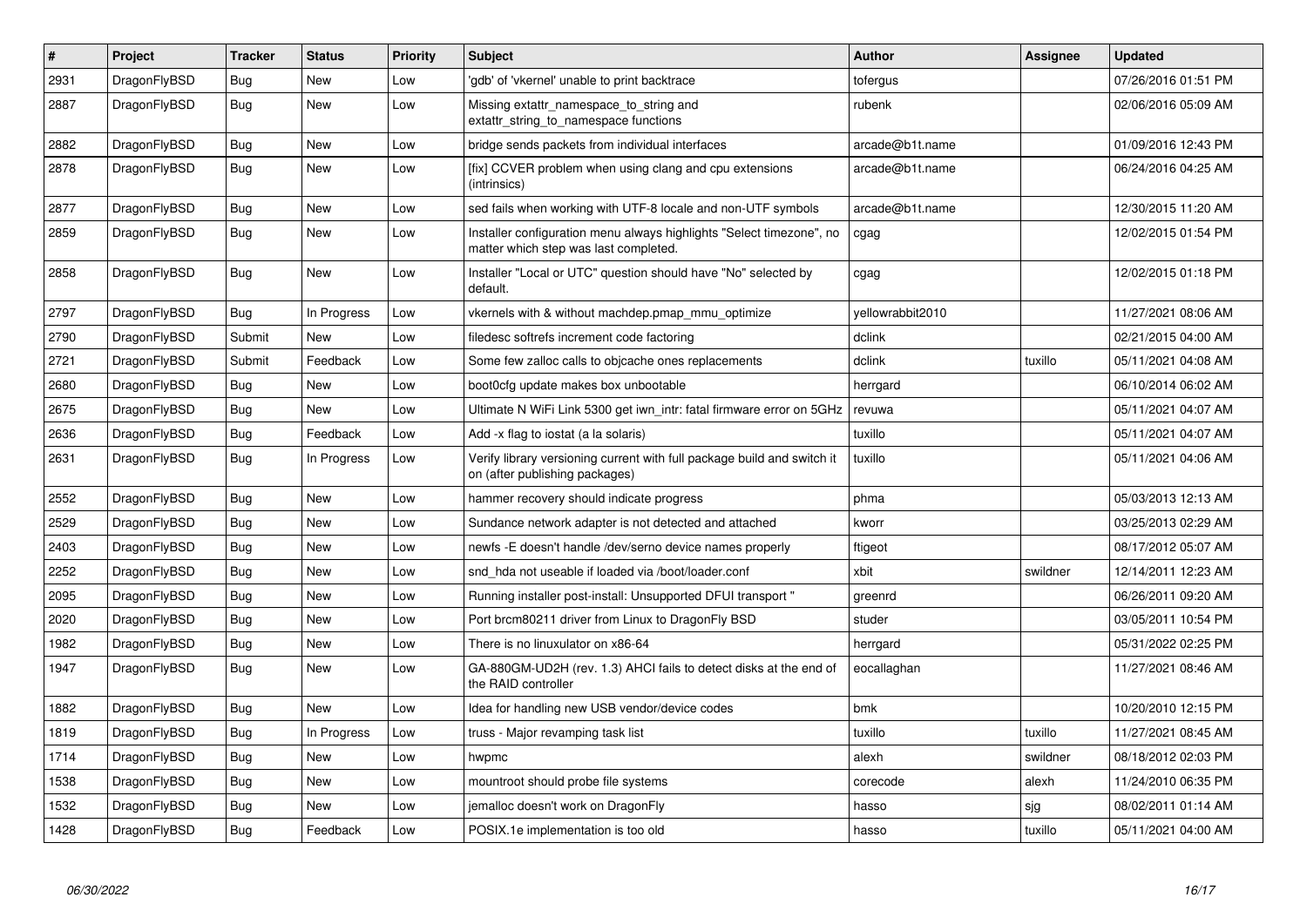| # | Project | Tracker | Status | Priority | Subject | Author | Assignee | Updated |
|---|---|---|---|---|---|---|---|---|
| 2931 | DragonFlyBSD | Bug | New | Low | 'gdb' of 'vkernel' unable to print backtrace | tofergus | | 07/26/2016 01:51 PM |
| 2887 | DragonFlyBSD | Bug | New | Low | Missing extattr_namespace_to_string and extattr_string_to_namespace functions | rubenk | | 02/06/2016 05:09 AM |
| 2882 | DragonFlyBSD | Bug | New | Low | bridge sends packets from individual interfaces | arcade@b1t.name | | 01/09/2016 12:43 PM |
| 2878 | DragonFlyBSD | Bug | New | Low | [fix] CCVER problem when using clang and cpu extensions (intrinsics) | arcade@b1t.name | | 06/24/2016 04:25 AM |
| 2877 | DragonFlyBSD | Bug | New | Low | sed fails when working with UTF-8 locale and non-UTF symbols | arcade@b1t.name | | 12/30/2015 11:20 AM |
| 2859 | DragonFlyBSD | Bug | New | Low | Installer configuration menu always highlights "Select timezone", no matter which step was last completed. | cgag | | 12/02/2015 01:54 PM |
| 2858 | DragonFlyBSD | Bug | New | Low | Installer "Local or UTC" question should have "No" selected by default. | cgag | | 12/02/2015 01:18 PM |
| 2797 | DragonFlyBSD | Bug | In Progress | Low | vkernels with & without machdep.pmap_mmu_optimize | yellowrabbit2010 | | 11/27/2021 08:06 AM |
| 2790 | DragonFlyBSD | Submit | New | Low | filedesc softrefs increment code factoring | dclink | | 02/21/2015 04:00 AM |
| 2721 | DragonFlyBSD | Submit | Feedback | Low | Some few zalloc calls to objcache ones replacements | dclink | tuxillo | 05/11/2021 04:08 AM |
| 2680 | DragonFlyBSD | Bug | New | Low | boot0cfg update makes box unbootable | herrgard | | 06/10/2014 06:02 AM |
| 2675 | DragonFlyBSD | Bug | New | Low | Ultimate N WiFi Link 5300 get iwn_intr: fatal firmware error on 5GHz | revuwa | | 05/11/2021 04:07 AM |
| 2636 | DragonFlyBSD | Bug | Feedback | Low | Add -x flag to iostat (a la solaris) | tuxillo | | 05/11/2021 04:07 AM |
| 2631 | DragonFlyBSD | Bug | In Progress | Low | Verify library versioning current with full package build and switch it on (after publishing packages) | tuxillo | | 05/11/2021 04:06 AM |
| 2552 | DragonFlyBSD | Bug | New | Low | hammer recovery should indicate progress | phma | | 05/03/2013 12:13 AM |
| 2529 | DragonFlyBSD | Bug | New | Low | Sundance network adapter is not detected and attached | kworr | | 03/25/2013 02:29 AM |
| 2403 | DragonFlyBSD | Bug | New | Low | newfs -E doesn't handle /dev/serno device names properly | ftigeot | | 08/17/2012 05:07 AM |
| 2252 | DragonFlyBSD | Bug | New | Low | snd_hda not useable if loaded via /boot/loader.conf | xbit | swildner | 12/14/2011 12:23 AM |
| 2095 | DragonFlyBSD | Bug | New | Low | Running installer post-install: Unsupported DFUI transport " | greenrd | | 06/26/2011 09:20 AM |
| 2020 | DragonFlyBSD | Bug | New | Low | Port brcm80211 driver from Linux to DragonFly BSD | studer | | 03/05/2011 10:54 PM |
| 1982 | DragonFlyBSD | Bug | New | Low | There is no linuxulator on x86-64 | herrgard | | 05/31/2022 02:25 PM |
| 1947 | DragonFlyBSD | Bug | New | Low | GA-880GM-UD2H (rev. 1.3) AHCI fails to detect disks at the end of the RAID controller | eocallaghan | | 11/27/2021 08:46 AM |
| 1882 | DragonFlyBSD | Bug | New | Low | Idea for handling new USB vendor/device codes | bmk | | 10/20/2010 12:15 PM |
| 1819 | DragonFlyBSD | Bug | In Progress | Low | truss - Major revamping task list | tuxillo | tuxillo | 11/27/2021 08:45 AM |
| 1714 | DragonFlyBSD | Bug | New | Low | hwpmc | alexh | swildner | 08/18/2012 02:03 PM |
| 1538 | DragonFlyBSD | Bug | New | Low | mountroot should probe file systems | corecode | alexh | 11/24/2010 06:35 PM |
| 1532 | DragonFlyBSD | Bug | New | Low | jemalloc doesn't work on DragonFly | hasso | sjg | 08/02/2011 01:14 AM |
| 1428 | DragonFlyBSD | Bug | Feedback | Low | POSIX.1e implementation is too old | hasso | tuxillo | 05/11/2021 04:00 AM |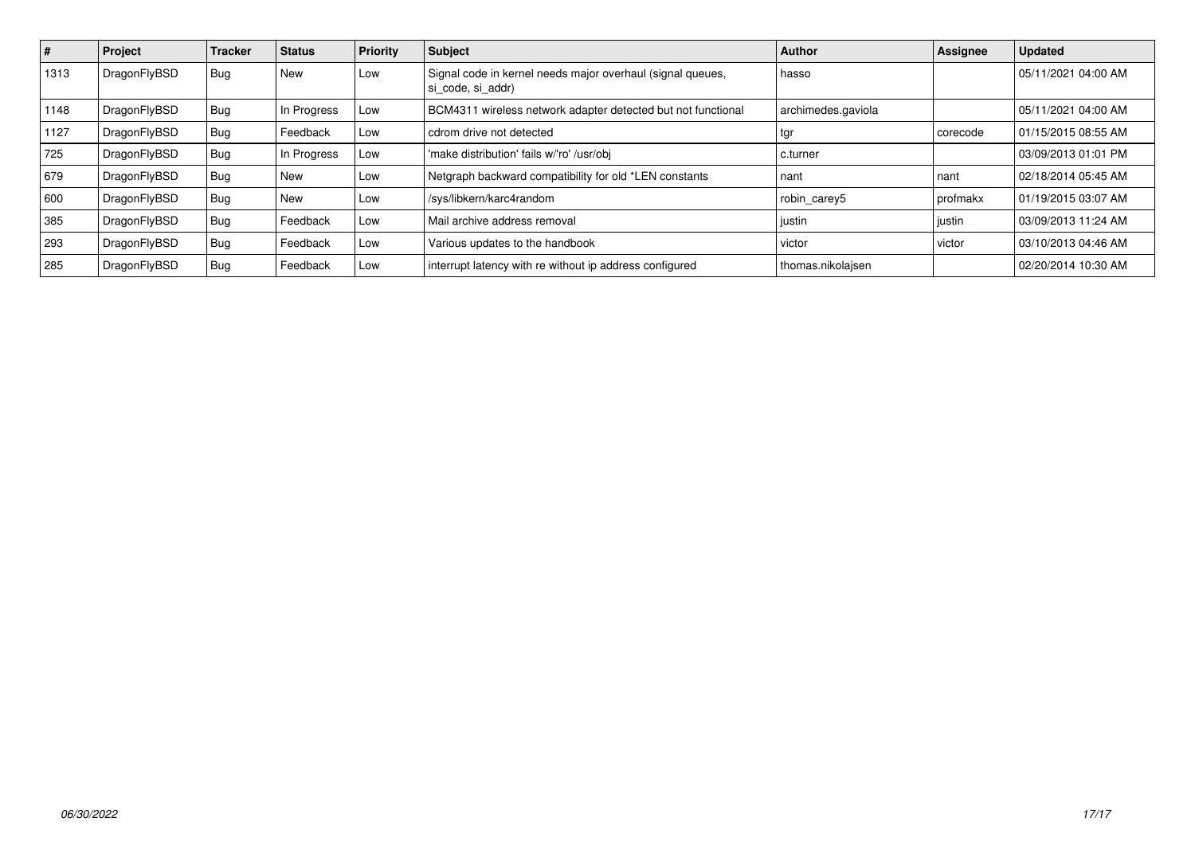| # | Project | Tracker | Status | Priority | Subject | Author | Assignee | Updated |
|---|---|---|---|---|---|---|---|---|
| 1313 | DragonFlyBSD | Bug | New | Low | Signal code in kernel needs major overhaul (signal queues, si_code, si_addr) | hasso | | 05/11/2021 04:00 AM |
| 1148 | DragonFlyBSD | Bug | In Progress | Low | BCM4311 wireless network adapter detected but not functional | archimedes.gaviola | | 05/11/2021 04:00 AM |
| 1127 | DragonFlyBSD | Bug | Feedback | Low | cdrom drive not detected | tgr | corecode | 01/15/2015 08:55 AM |
| 725 | DragonFlyBSD | Bug | In Progress | Low | 'make distribution' fails w/'ro' /usr/obj | c.turner | | 03/09/2013 01:01 PM |
| 679 | DragonFlyBSD | Bug | New | Low | Netgraph backward compatibility for old *LEN constants | nant | nant | 02/18/2014 05:45 AM |
| 600 | DragonFlyBSD | Bug | New | Low | /sys/libkern/karc4random | robin_carey5 | profmakx | 01/19/2015 03:07 AM |
| 385 | DragonFlyBSD | Bug | Feedback | Low | Mail archive address removal | justin | justin | 03/09/2013 11:24 AM |
| 293 | DragonFlyBSD | Bug | Feedback | Low | Various updates to the handbook | victor | victor | 03/10/2013 04:46 AM |
| 285 | DragonFlyBSD | Bug | Feedback | Low | interrupt latency with re without ip address configured | thomas.nikolajsen | | 02/20/2014 10:30 AM |